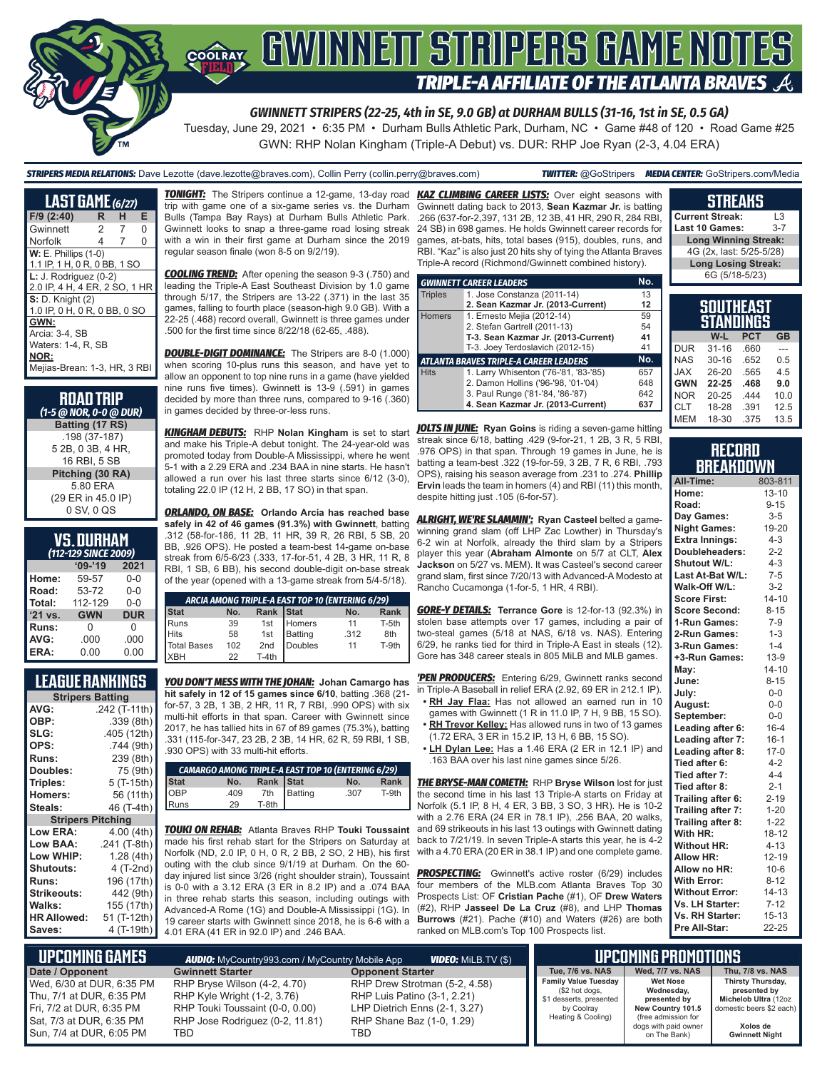# GWINNETT STRIPERS GAME NOTES

## TRIPLE-A AFFILIATE OF THE ATLANTA BRAVES

### GWINNETT STRIPERS (22-25, 4th in SE, 9.0 GB) at DURHAM BULLS (31-16, 1st in SE, 0.5 GA)

Tuesday, June 29, 2021 • 6:35 PM • Durham Bulls Athletic Park, Durham, NC • Game #48 of 120 • Road Game #25

GWN: RHP Nolan Kingham (Triple-A Debut) vs. DUR: RHP Joe Ryan (2-3, 4.04 ERA)

**STRIPERS MEDIA RELATIONS:** Dave Lezotte (dave.lezotte@braves.com), Collin Perry (collin.perry@braves.com) **TWITTER:** @GoStripers **MEDIA CENTER:** GoStripers.com/Media

## LAST GAME (6/27)

| F/9 (2:40) | R | H | E |
|---|---|---|---|
| Gwinnett | 2 | 7 | 0 |
| Norfolk | 4 | 7 | 0 |

**W:** E. Phillips (1-0)
1.1 IP, 1 H, 0 R, 0 BB, 1 SO

**L:** J. Rodriguez (0-2)
2.0 IP, 4 H, 4 ER, 2 SO, 1 HR

**S:** D. Knight (2)
1.0 IP, 0 H, 0 R, 0 BB, 0 SO

**GWN:**
Arcia: 3-4, SB
Waters: 1-4, R, SB

**NOR:**
Mejias-Brean: 1-3, HR, 3 RBI

## ROAD TRIP
*(1-5 @ NOR, 0-0 @ DUR)*

**Batting (17 RS)**
.198 (37-187)
5 2B, 0 3B, 4 HR,
16 RBI, 5 SB

**Pitching (30 RA)**
5.80 ERA
(29 ER in 45.0 IP)
0 SV, 0 QS

## VS. DURHAM
*(112-129 SINCE 2009)*

| | '09-'19 | 2021 |
|---|---|---|
| Home: | 59-57 | 0-0 |
| Road: | 53-72 | 0-0 |
| Total: | 112-129 | 0-0 |
| '21 vs. | GWN | DUR |
| Runs: | 0 | 0 |
| AVG: | .000 | .000 |
| ERA: | 0.00 | 0.00 |

## LEAGUE RANKINGS

| Stripers Batting | |
|---|---|
| AVG: | .242 (T-11th) |
| OBP: | .339 (8th) |
| SLG: | .405 (12th) |
| OPS: | .744 (9th) |
| Runs: | 239 (8th) |
| Doubles: | 75 (9th) |
| Triples: | 5 (T-15th) |
| Homers: | 56 (11th) |
| Steals: | 46 (T-4th) |
| **Stripers Pitching** | |
| Low ERA: | 4.00 (4th) |
| Low BAA: | .241 (T-8th) |
| Low WHIP: | 1.28 (4th) |
| Shutouts: | 4 (T-2nd) |
| Runs: | 196 (17th) |
| Strikeouts: | 442 (9th) |
| Walks: | 155 (17th) |
| HR Allowed: | 51 (T-12th) |
| Saves: | 4 (T-19th) |

**TONIGHT:** The Stripers continue a 12-game, 13-day road trip with game one of a six-game series vs. the Durham Bulls (Tampa Bay Rays) at Durham Bulls Athletic Park. Gwinnett looks to snap a three-game road losing streak with a win in their first game at Durham since the 2019 regular season finale (won 8-5 on 9/2/19).

**COOLING TREND:** After opening the season 9-3 (.750) and leading the Triple-A East Southeast Division by 1.0 game through 5/17, the Stripers are 13-22 (.371) in the last 35 games, falling to fourth place (season-high 9.0 GB). With a 22-25 (.468) record overall, Gwinnett is three games under .500 for the first time since 8/22/18 (62-65, .488).

**DOUBLE-DIGIT DOMINANCE:** The Stripers are 8-0 (1.000) when scoring 10-plus runs this season, and have yet to allow an opponent to top nine runs in a game (have yielded nine runs five times). Gwinnett is 13-9 (.591) in games decided by more than three runs, compared to 9-16 (.360) in games decided by three-or-less runs.

**KINGHAM DEBUTS:** RHP **Nolan Kingham** is set to start and make his Triple-A debut tonight. The 24-year-old was promoted today from Double-A Mississippi, where he went 5-1 with a 2.29 ERA and .234 BAA in nine starts. He hasn't allowed a run over his last three starts since 6/12 (3-0), totaling 22.0 IP (12 H, 2 BB, 17 SO) in that span.

**ORLANDO, ON BASE:** **Orlando Arcia has reached base safely in 42 of 46 games (91.3%) with Gwinnett**, batting .312 (58-for-186, 11 2B, 11 HR, 39 R, 26 RBI, 5 SB, 20 BB, .926 OPS). He posted a team-best 14-game on-base streak from 6/5-6/23 (.333, 17-for-51, 4 2B, 3 HR, 11 R, 8 RBI, 1 SB, 6 BB), his second double-digit on-base streak of the year (opened with a 13-game streak from 5/4-5/18).

| ARCIA AMONG TRIPLE-A EAST TOP 10 (ENTERING 6/29) | | | | | |
|---|---|---|---|---|---|
| Stat | No. | Rank | Stat | No. | Rank |
| Runs | 39 | 1st | Homers | 11 | T-5th |
| Hits | 58 | 1st | Batting | .312 | 8th |
| Total Bases | 102 | 2nd | Doubles | 11 | T-9th |
| XBH | 22 | T-4th | | | |

**YOU DON'T MESS WITH THE JOHAN:** **Johan Camargo has hit safely in 12 of 15 games since 6/10**, batting .368 (21-for-57, 3 2B, 1 3B, 2 HR, 11 R, 7 RBI, .990 OPS) with six multi-hit efforts in that span. Career with Gwinnett since 2017, he has tallied hits in 67 of 89 games (75.3%), batting .331 (115-for-347, 23 2B, 2 3B, 14 HR, 62 R, 59 RBI, 1 SB, .930 OPS) with 33 multi-hit efforts.

| CAMARGO AMONG TRIPLE-A EAST TOP 10 (ENTERING 6/29) | | | | | |
|---|---|---|---|---|---|
| Stat | No. | Rank | Stat | No. | Rank |
| OBP | .409 | 7th | Batting | .307 | T-9th |
| Runs | 29 | T-8th | | | |

**TOUKI ON REHAB:** Atlanta Braves RHP **Touki Toussaint** made his first rehab start for the Stripers on Saturday at Norfolk (ND, 2.0 IP, 0 H, 0 R, 2 BB, 2 SO, 2 HB), his first outing with the club since 9/1/19 at Durham. On the 60-day injured list since 3/26 (right shoulder strain), Toussaint is 0-0 with a 3.12 ERA (3 ER in 8.2 IP) and a .074 BAA in three rehab starts this season, including outings with Advanced-A Rome (1G) and Double-A Mississippi (1G). In 19 career starts with Gwinnett since 2018, he is 6-6 with a 4.01 ERA (41 ER in 92.0 IP) and .246 BAA.

**KAZ CLIMBING CAREER LISTS:** Over eight seasons with Gwinnett dating back to 2013, **Sean Kazmar Jr.** is batting .266 (637-for-2,397, 131 2B, 12 3B, 41 HR, 290 R, 284 RBI, 24 SB) in 698 games. He holds Gwinnett career records for games, at-bats, hits, total bases (915), doubles, runs, and RBI. "Kaz" is also just 20 hits shy of tying the Atlanta Braves Triple-A record (Richmond/Gwinnett combined history).

| GWINNETT CAREER LEADERS | | No. |
|---|---|---|
| Triples | 1. Jose Constanza (2011-14) | 13 |
| | **2. Sean Kazmar Jr. (2013-Current)** | **12** |
| Homers | 1. Ernesto Mejia (2012-14) | 59 |
| | 2. Stefan Gartrell (2011-13) | 54 |
| | **T-3. Sean Kazmar Jr. (2013-Current)** | **41** |
| | T-3. Joey Terdoslavich (2012-15) | 41 |
| **ATLANTA BRAVES TRIPLE-A CAREER LEADERS** | | **No.** |
| Hits | 1. Larry Whisenton ('76-'81, '83-'85) | 657 |
| | 2. Damon Hollins ('96-'98, '01-'04) | 648 |
| | 3. Paul Runge ('81-'84, '86-'87) | 642 |
| | **4. Sean Kazmar Jr. (2013-Current)** | **637** |

**JOLTS IN JUNE:** **Ryan Goins** is riding a seven-game hitting streak since 6/18, batting .429 (9-for-21, 1 2B, 3 R, 5 RBI, .976 OPS) in that span. Through 19 games in June, he is batting a team-best .322 (19-for-59, 3 2B, 7 R, 6 RBI, .793 OPS), raising his season average from .231 to .274. **Phillip Ervin** leads the team in homers (4) and RBI (11) this month, despite hitting just .105 (6-for-57).

**ALRIGHT, WE'RE SLAMMIN':** **Ryan Casteel** belted a game-winning grand slam (off LHP Zac Lowther) in Thursday's 6-2 win at Norfolk, already the third slam by a Stripers player this year (**Abraham Almonte** on 5/7 at CLT, **Alex Jackson** on 5/27 vs. MEM). It was Casteel's second career grand slam, first since 7/20/13 with Advanced-A Modesto at Rancho Cucamonga (1-for-5, 1 HR, 4 RBI).

**GORE-Y DETAILS:** **Terrance Gore** is 12-for-13 (92.3%) in stolen base attempts over 17 games, including a pair of two-steal games (5/18 at NAS, 6/18 vs. NAS). Entering 6/29, he ranks tied for third in Triple-A East in steals (12). Gore has 348 career steals in 805 MiLB and MLB games.

**'PEN PRODUCERS:** Entering 6/29, Gwinnett ranks second in Triple-A Baseball in relief ERA (2.92, 69 ER in 212.1 IP).

- **RH Jay Flaa:** Has not allowed an earned run in 10 games with Gwinnett (1 R in 11.0 IP, 7 H, 9 BB, 15 SO).
- **RH Trevor Kelley:** Has allowed runs in two of 13 games (1.72 ERA, 3 ER in 15.2 IP, 13 H, 6 BB, 15 SO).
- **LH Dylan Lee:** Has a 1.46 ERA (2 ER in 12.1 IP) and .163 BAA over his last nine games since 5/26.

**THE BRYSE-MAN COMETH:** RHP **Bryse Wilson** lost for just the second time in his last 13 Triple-A starts on Friday at Norfolk (5.1 IP, 8 H, 4 ER, 3 BB, 3 SO, 3 HR). He is 10-2 with a 2.76 ERA (24 ER in 78.1 IP), .256 BAA, 20 walks, and 69 strikeouts in his last 13 outings with Gwinnett dating back to 7/21/19. In seven Triple-A starts this year, he is 4-2 with a 4.70 ERA (20 ER in 38.1 IP) and one complete game.

**PROSPECTING:** Gwinnett's active roster (6/29) includes four members of the MLB.com Atlanta Braves Top 30 Prospects List: OF **Cristian Pache** (#1), OF **Drew Waters** (#2), RHP **Jasseel De La Cruz** (#8), and LHP **Thomas Burrows** (#21). Pache (#10) and Waters (#26) are both ranked on MLB.com's Top 100 Prospects list.

## STREAKS

| | |
|---|---|
| Current Streak: | L3 |
| Last 10 Games: | 3-7 |
| **Long Winning Streak:** | |
| 4G (2x, last: 5/25-5/28) | |
| **Long Losing Streak:** | |
| 6G (5/18-5/23) | |

## SOUTHEAST STANDINGS

| | W-L | PCT | GB |
|---|---|---|---|
| DUR | 31-16 | .660 | --- |
| NAS | 30-16 | .652 | 0.5 |
| JAX | 26-20 | .565 | 4.5 |
| **GWN** | **22-25** | **.468** | **9.0** |
| NOR | 20-25 | .444 | 10.0 |
| CLT | 18-28 | .391 | 12.5 |
| MEM | 18-30 | .375 | 13.5 |

## RECORD BREAKDOWN

| | |
|---|---|
| All-Time: | 803-811 |
| Home: | 13-10 |
| Road: | 9-15 |
| Day Games: | 3-5 |
| Night Games: | 19-20 |
| Extra Innings: | 4-3 |
| Doubleheaders: | 2-2 |
| Shutout W/L: | 4-3 |
| Last At-Bat W/L: | 7-5 |
| Walk-Off W/L: | 3-2 |
| Score First: | 14-10 |
| Score Second: | 8-15 |
| 1-Run Games: | 7-9 |
| 2-Run Games: | 1-3 |
| 3-Run Games: | 1-4 |
| +3-Run Games: | 13-9 |
| May: | 14-10 |
| June: | 8-15 |
| July: | 0-0 |
| August: | 0-0 |
| September: | 0-0 |
| Leading after 6: | 16-4 |
| Leading after 7: | 16-1 |
| Leading after 8: | 17-0 |
| Tied after 6: | 4-2 |
| Tied after 7: | 4-4 |
| Tied after 8: | 2-1 |
| Trailing after 6: | 2-19 |
| Trailing after 7: | 1-20 |
| Trailing after 8: | 1-22 |
| With HR: | 18-12 |
| Without HR: | 4-13 |
| Allow HR: | 12-19 |
| Allow no HR: | 10-6 |
| With Error: | 8-12 |
| Without Error: | 14-13 |
| Vs. LH Starter: | 7-12 |
| Vs. RH Starter: | 15-13 |
| Pre All-Star: | 22-25 |

## UPCOMING GAMES

**AUDIO:** MyCountry993.com / MyCountry Mobile App **VIDEO:** MiLB.TV ($)

| Date / Opponent | Gwinnett Starter | Opponent Starter |
|---|---|---|
| Wed, 6/30 at DUR, 6:35 PM | RHP Bryse Wilson (4-2, 4.70) | RHP Drew Strotman (5-2, 4.58) |
| Thu, 7/1 at DUR, 6:35 PM | RHP Kyle Wright (1-2, 3.76) | RHP Luis Patino (3-1, 2.21) |
| Fri, 7/2 at DUR, 6:35 PM | RHP Touki Toussaint (0-0, 0.00) | LHP Dietrich Enns (2-1, 3.27) |
| Sat, 7/3 at DUR, 6:35 PM | RHP Jose Rodriguez (0-2, 11.81) | RHP Shane Baz (1-0, 1.29) |
| Sun, 7/4 at DUR, 6:05 PM | TBD | TBD |

## UPCOMING PROMOTIONS

| Tue, 7/6 vs. NAS | Wed, 7/7 vs. NAS | Thu, 7/8 vs. NAS |
|---|---|---|
| **Family Value Tuesday** ($2 hot dogs, $1 desserts, presented by Coolray Heating & Cooling) | **Wet Nose Wednesday, presented by New Country 101.5** (free admission for dogs with paid owner on The Bank) | **Thirsty Thursday, presented by Michelob Ultra** (12oz domestic beers $2 each) **Xolos de Gwinnett Night** |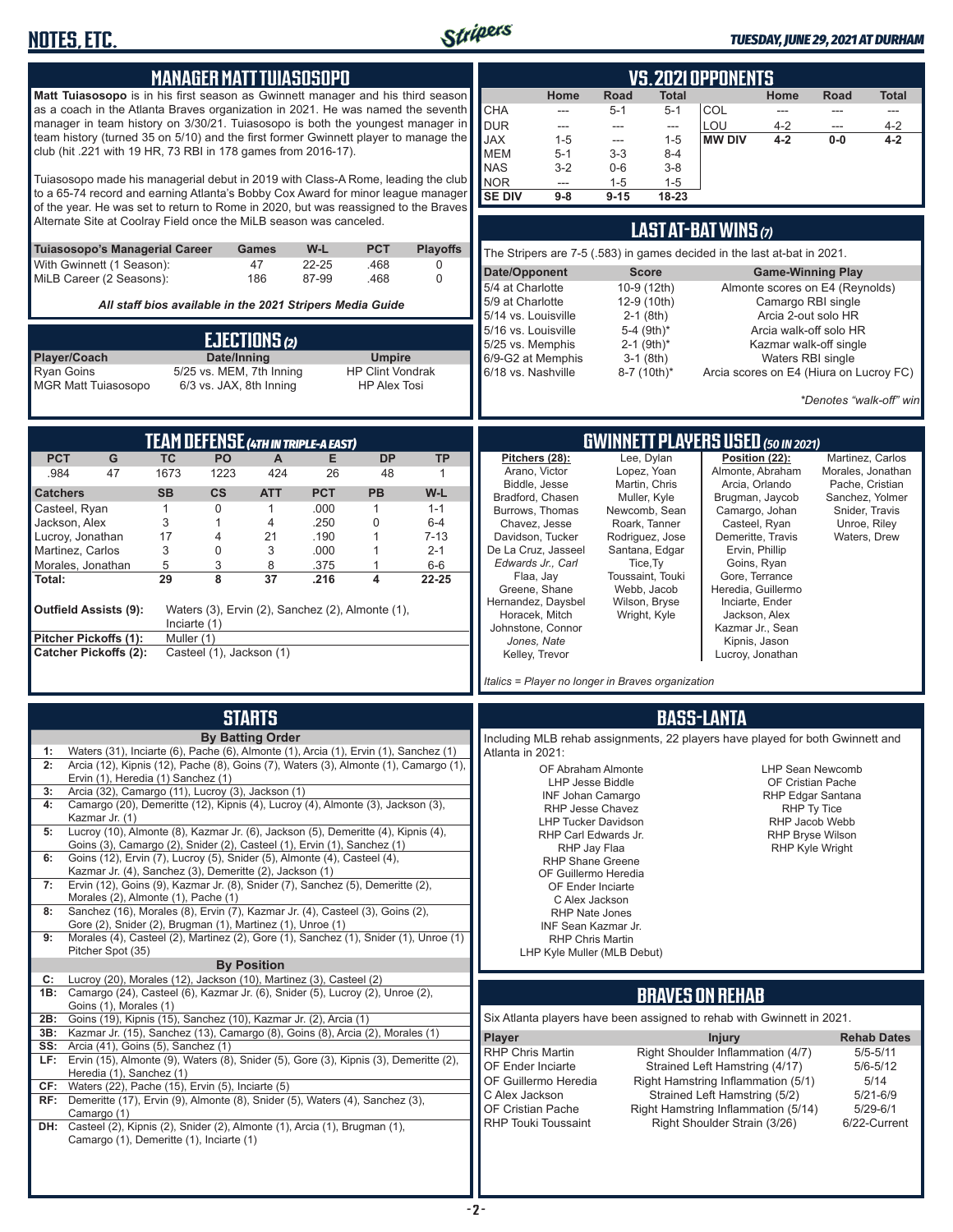## MANAGER MATT TUIASOSOPO

**Matt Tuiasosopo** is in his first season as Gwinnett manager and his third season as a coach in the Atlanta Braves organization in 2021. He was named the seventh manager in team history on 3/30/21. Tuiasosopo is both the youngest manager in team history (turned 35 on 5/10) and the first former Gwinnett player to manage the club (hit .221 with 19 HR, 73 RBI in 178 games from 2016-17).

Tuiasosopo made his managerial debut in 2019 with Class-A Rome, leading the club to a 65-74 record and earning Atlanta's Bobby Cox Award for minor league manager of the year. He was set to return to Rome in 2020, but was reassigned to the Braves Alternate Site at Coolray Field once the MiLB season was canceled.

| Tuiasosopo's Managerial Career | Games | W-L | PCT | Playoffs |
|---|---|---|---|---|
| With Gwinnett (1 Season): | 47 | 22-25 | .468 | 0 |
| MiLB Career (2 Seasons): | 186 | 87-99 | .468 | 0 |

*All staff bios available in the 2021 Stripers Media Guide*

## EJECTIONS (2)

| Player/Coach | Date/Inning | Umpire |
|---|---|---|
| Ryan Goins | 5/25 vs. MEM, 7th Inning | HP Clint Vondrak |
| MGR Matt Tuiasosopo | 6/3 vs. JAX, 8th Inning | HP Alex Tosi |

## TEAM DEFENSE (4TH IN TRIPLE-A EAST)

| PCT | G | TC | PO | A | E | DP | TP |
|---|---|---|---|---|---|---|---|
| .984 | 47 | 1673 | 1223 | 424 | 26 | 48 | 1 |

| Catchers | SB | CS | ATT | PCT | PB | W-L |
|---|---|---|---|---|---|---|
| Casteel, Ryan | 1 | 0 | 1 | .000 | 1 | 1-1 |
| Jackson, Alex | 3 | 1 | 4 | .250 | 0 | 6-4 |
| Lucroy, Jonathan | 17 | 4 | 21 | .190 | 1 | 7-13 |
| Martinez, Carlos | 3 | 0 | 3 | .000 | 1 | 2-1 |
| Morales, Jonathan | 5 | 3 | 8 | .375 | 1 | 6-6 |
| **Total:** | **29** | **8** | **37** | **.216** | **4** | **22-25** |

**Outfield Assists (9):** Waters (3), Ervin (2), Sanchez (2), Almonte (1), Inciarte (1)

**Pitcher Pickoffs (1):** Muller (1)

**Catcher Pickoffs (2):** Casteel (1), Jackson (1)

## STARTS

**By Batting Order**

- **1:** Waters (31), Inciarte (6), Pache (6), Almonte (1), Arcia (1), Ervin (1), Sanchez (1)
- **2:** Arcia (12), Kipnis (12), Pache (8), Goins (7), Waters (3), Almonte (1), Camargo (1), Ervin (1), Heredia (1) Sanchez (1)
- **3:** Arcia (32), Camargo (11), Lucroy (3), Jackson (1)
- **4:** Camargo (20), Demeritte (12), Kipnis (4), Lucroy (4), Almonte (3), Jackson (3), Kazmar Jr. (1)
- **5:** Lucroy (10), Almonte (8), Kazmar Jr. (6), Jackson (5), Demeritte (4), Kipnis (4), Goins (3), Camargo (2), Snider (2), Casteel (1), Ervin (1), Sanchez (1)
- **6:** Goins (12), Ervin (7), Lucroy (5), Snider (5), Almonte (4), Casteel (4), Kazmar Jr. (4), Sanchez (3), Demeritte (2), Jackson (1)
- **7:** Ervin (12), Goins (9), Kazmar Jr. (8), Snider (7), Sanchez (5), Demeritte (2), Morales (2), Almonte (1), Pache (1)
- **8:** Sanchez (16), Morales (8), Ervin (7), Kazmar Jr. (4), Casteel (3), Goins (2), Gore (2), Snider (2), Brugman (1), Martinez (1), Unroe (1)
- **9:** Morales (4), Casteel (2), Martinez (2), Gore (1), Sanchez (1), Snider (1), Unroe (1) Pitcher Spot (35)

**By Position**

- **C:** Lucroy (20), Morales (12), Jackson (10), Martinez (3), Casteel (2)
- **1B:** Camargo (24), Casteel (6), Kazmar Jr. (6), Snider (5), Lucroy (2), Unroe (2), Goins (1), Morales (1)
- **2B:** Goins (19), Kipnis (15), Sanchez (10), Kazmar Jr. (2), Arcia (1)
- **3B:** Kazmar Jr. (15), Sanchez (13), Camargo (8), Goins (8), Arcia (2), Morales (1)
- **SS:** Arcia (41), Goins (5), Sanchez (1)
- **LF:** Ervin (15), Almonte (9), Waters (8), Snider (5), Gore (3), Kipnis (3), Demeritte (2), Heredia (1), Sanchez (1)
- **CF:** Waters (22), Pache (15), Ervin (5), Inciarte (5)
- **RF:** Demeritte (17), Ervin (9), Almonte (8), Snider (5), Waters (4), Sanchez (3), Camargo (1)
- **DH:** Casteel (2), Kipnis (2), Snider (2), Almonte (1), Arcia (1), Brugman (1), Camargo (1), Demeritte (1), Inciarte (1)

## VS. 2021 OPPONENTS

| | Home | Road | Total | | Home | Road | Total |
|---|---|---|---|---|---|---|---|
| CHA | --- | 5-1 | 5-1 | COL | --- | --- | --- |
| DUR | --- | --- | --- | LOU | 4-2 | --- | 4-2 |
| JAX | 1-5 | --- | 1-5 | **MW DIV** | **4-2** | **0-0** | **4-2** |
| MEM | 5-1 | 3-3 | 8-4 | | | | |
| NAS | 3-2 | 0-6 | 3-8 | | | | |
| NOR | --- | 1-5 | 1-5 | | | | |
| **SE DIV** | **9-8** | **9-15** | **18-23** | | | | |

## LAST AT-BAT WINS (7)

The Stripers are 7-5 (.583) in games decided in the last at-bat in 2021.

| Date/Opponent | Score | Game-Winning Play |
|---|---|---|
| 5/4 at Charlotte | 10-9 (12th) | Almonte scores on E4 (Reynolds) |
| 5/9 at Charlotte | 12-9 (10th) | Camargo RBI single |
| 5/14 vs. Louisville | 2-1 (8th) | Arcia 2-out solo HR |
| 5/16 vs. Louisville | 5-4 (9th)* | Arcia walk-off solo HR |
| 5/25 vs. Memphis | 2-1 (9th)* | Kazmar walk-off single |
| 6/9-G2 at Memphis | 3-1 (8th) | Waters RBI single |
| 6/18 vs. Nashville | 8-7 (10th)* | Arcia scores on E4 (Hiura on Lucroy FC) |

*\*Denotes "walk-off" win*

## GWINNETT PLAYERS USED (50 IN 2021)

**Pitchers (28):**
Arano, Victor
Biddle, Jesse
Bradford, Chasen
Burrows, Thomas
Chavez, Jesse
Davidson, Tucker
De La Cruz, Jasseel
*Edwards Jr., Carl*
Flaa, Jay
Greene, Shane
Hernandez, Daysbel
Horacek, Mitch
Johnstone, Connor
*Jones, Nate*
Kelley, Trevor
Lee, Dylan
Lopez, Yoan
Martin, Chris
Muller, Kyle
Newcomb, Sean
Roark, Tanner
Rodriguez, Jose
Santana, Edgar
Tice,Ty
Toussaint, Touki
Webb, Jacob
Wilson, Bryse
Wright, Kyle

**Position (22):**
Almonte, Abraham
Arcia, Orlando
Brugman, Jaycob
Camargo, Johan
Casteel, Ryan
Demeritte, Travis
Ervin, Phillip
Goins, Ryan
Gore, Terrance
Heredia, Guillermo
Inciarte, Ender
Jackson, Alex
Kazmar Jr., Sean
Kipnis, Jason
Lucroy, Jonathan
Martinez, Carlos
Morales, Jonathan
Pache, Cristian
Sanchez, Yolmer
Snider, Travis
Unroe, Riley
Waters, Drew

*Italics = Player no longer in Braves organization*

## BASS-LANTA

Including MLB rehab assignments, 22 players have played for both Gwinnett and Atlanta in 2021:

OF Abraham Almonte
LHP Jesse Biddle
INF Johan Camargo
RHP Jesse Chavez
LHP Tucker Davidson
RHP Carl Edwards Jr.
RHP Jay Flaa
RHP Shane Greene
OF Guillermo Heredia
OF Ender Inciarte
C Alex Jackson
RHP Nate Jones
INF Sean Kazmar Jr.
RHP Chris Martin
LHP Kyle Muller (MLB Debut)
LHP Sean Newcomb
OF Cristian Pache
RHP Edgar Santana
RHP Ty Tice
RHP Jacob Webb
RHP Bryse Wilson
RHP Kyle Wright

## BRAVES ON REHAB

Six Atlanta players have been assigned to rehab with Gwinnett in 2021.

| Player | Injury | Rehab Dates |
|---|---|---|
| RHP Chris Martin | Right Shoulder Inflammation (4/7) | 5/5-5/11 |
| OF Ender Inciarte | Strained Left Hamstring (4/17) | 5/6-5/12 |
| OF Guillermo Heredia | Right Hamstring Inflammation (5/1) | 5/14 |
| C Alex Jackson | Strained Left Hamstring (5/2) | 5/21-6/9 |
| OF Cristian Pache | Right Hamstring Inflammation (5/14) | 5/29-6/1 |
| RHP Touki Toussaint | Right Shoulder Strain (3/26) | 6/22-Current |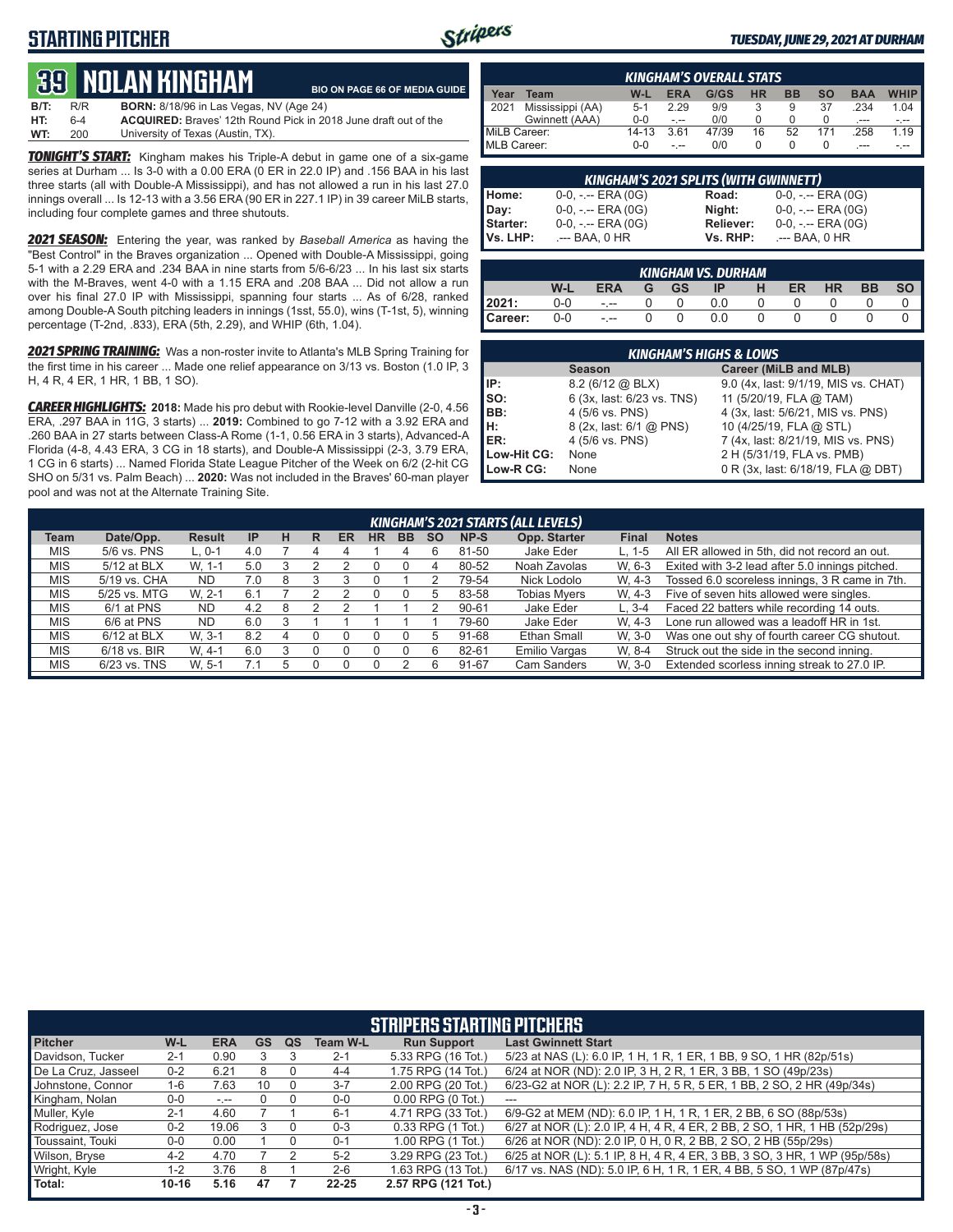## STARTING PITCHER

# 39 NOLAN KINGHAM

**BIO ON PAGE 66 OF MEDIA GUIDE**

**B/T:** R/R **BORN:** 8/18/96 in Las Vegas, NV (Age 24)
**HT:** 6-4 **ACQUIRED:** Braves' 12th Round Pick in 2018 June draft out of the
**WT:** 200 University of Texas (Austin, TX).

***TONIGHT'S START:*** Kingham makes his Triple-A debut in game one of a six-game series at Durham ... Is 3-0 with a 0.00 ERA (0 ER in 22.0 IP) and .156 BAA in his last three starts (all with Double-A Mississippi), and has not allowed a run in his last 27.0 innings overall ... Is 12-13 with a 3.56 ERA (90 ER in 227.1 IP) in 39 career MiLB starts, including four complete games and three shutouts.

***2021 SEASON:*** Entering the year, was ranked by *Baseball America* as having the "Best Control" in the Braves organization ... Opened with Double-A Mississippi, going 5-1 with a 2.29 ERA and .234 BAA in nine starts from 5/6-6/23 ... In his last six starts with the M-Braves, went 4-0 with a 1.15 ERA and .208 BAA ... Did not allow a run over his final 27.0 IP with Mississippi, spanning four starts ... As of 6/28, ranked among Double-A South pitching leaders in innings (1sst, 55.0), wins (T-1st, 5), winning percentage (T-2nd, .833), ERA (5th, 2.29), and WHIP (6th, 1.04).

***2021 SPRING TRAINING:*** Was a non-roster invite to Atlanta's MLB Spring Training for the first time in his career ... Made one relief appearance on 3/13 vs. Boston (1.0 IP, 3 H, 4 R, 4 ER, 1 HR, 1 BB, 1 SO).

***CAREER HIGHLIGHTS:*** **2018:** Made his pro debut with Rookie-level Danville (2-0, 4.56 ERA, .297 BAA in 11G, 3 starts) ... **2019:** Combined to go 7-12 with a 3.92 ERA and .260 BAA in 27 starts between Class-A Rome (1-1, 0.56 ERA in 3 starts), Advanced-A Florida (4-8, 4.43 ERA, 3 CG in 18 starts), and Double-A Mississippi (2-3, 3.79 ERA, 1 CG in 6 starts) ... Named Florida State League Pitcher of the Week on 6/2 (2-hit CG SHO on 5/31 vs. Palm Beach) ... **2020:** Was not included in the Braves' 60-man player pool and was not at the Alternate Training Site.

### KINGHAM'S OVERALL STATS

| Year | Team | W-L | ERA | G/GS | HR | BB | SO | BAA | WHIP |
|---|---|---|---|---|---|---|---|---|---|
| 2021 | Mississippi (AA) | 5-1 | 2.29 | 9/9 | 3 | 9 | 37 | .234 | 1.04 |
| | Gwinnett (AAA) | 0-0 | -.-- | 0/0 | 0 | 0 | 0 | .--- | -.-- |
| MiLB Career: | | 14-13 | 3.61 | 47/39 | 16 | 52 | 171 | .258 | 1.19 |
| MLB Career: | | 0-0 | -.-- | 0/0 | 0 | 0 | 0 | .--- | -.-- |

### KINGHAM'S 2021 SPLITS (WITH GWINNETT)

| | | | |
|---|---|---|---|
| Home: | 0-0, -.-- ERA (0G) | Road: | 0-0, -.-- ERA (0G) |
| Day: | 0-0, -.-- ERA (0G) | Night: | 0-0, -.-- ERA (0G) |
| Starter: | 0-0, -.-- ERA (0G) | Reliever: | 0-0, -.-- ERA (0G) |
| Vs. LHP: | .--- BAA, 0 HR | Vs. RHP: | .--- BAA, 0 HR |

### KINGHAM VS. DURHAM

| | W-L | ERA | G | GS | IP | H | ER | HR | BB | SO |
|---|---|---|---|---|---|---|---|---|---|---|
| 2021: | 0-0 | -.-- | 0 | 0 | 0.0 | 0 | 0 | 0 | 0 | 0 |
| Career: | 0-0 | -.-- | 0 | 0 | 0.0 | 0 | 0 | 0 | 0 | 0 |

### KINGHAM'S HIGHS & LOWS

| | Season | Career (MiLB and MLB) |
|---|---|---|
| IP: | 8.2 (6/12 @ BLX) | 9.0 (4x, last: 9/1/19, MIS vs. CHAT) |
| SO: | 6 (3x, last: 6/23 vs. TNS) | 11 (5/20/19, FLA @ TAM) |
| BB: | 4 (5/6 vs. PNS) | 4 (3x, last: 5/6/21, MIS vs. PNS) |
| H: | 8 (2x, last: 6/1 @ PNS) | 10 (4/25/19, FLA @ STL) |
| ER: | 4 (5/6 vs. PNS) | 7 (4x, last: 8/21/19, MIS vs. PNS) |
| Low-Hit CG: | None | 2 H (5/31/19, FLA vs. PMB) |
| Low-R CG: | None | 0 R (3x, last: 6/18/19, FLA @ DBT) |

### KINGHAM'S 2021 STARTS (ALL LEVELS)

| Team | Date/Opp. | Result | IP | H | R | ER | HR | BB | SO | NP-S | Opp. Starter | Final | Notes |
|---|---|---|---|---|---|---|---|---|---|---|---|---|---|
| MIS | 5/6 vs. PNS | L, 0-1 | 4.0 | 7 | 4 | 4 | 1 | 4 | 6 | 81-50 | Jake Eder | L, 1-5 | All ER allowed in 5th, did not record an out. |
| MIS | 5/12 at BLX | W, 1-1 | 5.0 | 3 | 2 | 2 | 0 | 0 | 4 | 80-52 | Noah Zavolas | W, 6-3 | Exited with 3-2 lead after 5.0 innings pitched. |
| MIS | 5/19 vs. CHA | ND | 7.0 | 8 | 3 | 3 | 0 | 1 | 2 | 79-54 | Nick Lodolo | W, 4-3 | Tossed 6.0 scoreless innings, 3 R came in 7th. |
| MIS | 5/25 vs. MTG | W, 2-1 | 6.1 | 7 | 2 | 2 | 0 | 0 | 5 | 83-58 | Tobias Myers | W, 4-3 | Five of seven hits allowed were singles. |
| MIS | 6/1 at PNS | ND | 4.2 | 8 | 2 | 2 | 1 | 1 | 2 | 90-61 | Jake Eder | L, 3-4 | Faced 22 batters while recording 14 outs. |
| MIS | 6/6 at PNS | ND | 6.0 | 3 | 1 | 1 | 1 | 1 | 1 | 79-60 | Jake Eder | W, 4-3 | Lone run allowed was a leadoff HR in 1st. |
| MIS | 6/12 at BLX | W, 3-1 | 8.2 | 4 | 0 | 0 | 0 | 0 | 5 | 91-68 | Ethan Small | W, 3-0 | Was one out shy of fourth career CG shutout. |
| MIS | 6/18 vs. BIR | W, 4-1 | 6.0 | 3 | 0 | 0 | 0 | 0 | 6 | 82-61 | Emilio Vargas | W, 8-4 | Struck out the side in the second inning. |
| MIS | 6/23 vs. TNS | W, 5-1 | 7.1 | 5 | 0 | 0 | 0 | 2 | 6 | 91-67 | Cam Sanders | W, 3-0 | Extended scoreless inning streak to 27.0 IP. |

### STRIPERS STARTING PITCHERS

| Pitcher | W-L | ERA | GS | QS | Team W-L | Run Support | Last Gwinnett Start |
|---|---|---|---|---|---|---|---|
| Davidson, Tucker | 2-1 | 0.90 | 3 | 3 | 2-1 | 5.33 RPG (16 Tot.) | 5/23 at NAS (L): 6.0 IP, 1 H, 1 R, 1 ER, 1 BB, 9 SO, 1 HR (82p/51s) |
| De La Cruz, Jasseel | 0-2 | 6.21 | 8 | 0 | 4-4 | 1.75 RPG (14 Tot.) | 6/24 at NOR (ND): 2.0 IP, 3 H, 2 R, 1 ER, 3 BB, 1 SO (49p/23s) |
| Johnstone, Connor | 1-6 | 7.63 | 10 | 0 | 3-7 | 2.00 RPG (20 Tot.) | 6/23-G2 at NOR (L): 2.2 IP, 7 H, 5 R, 5 ER, 1 BB, 2 SO, 2 HR (49p/34s) |
| Kingham, Nolan | 0-0 | -.-- | 0 | 0 | 0-0 | 0.00 RPG (0 Tot.) | --- |
| Muller, Kyle | 2-1 | 4.60 | 7 | 1 | 6-1 | 4.71 RPG (33 Tot.) | 6/9-G2 at MEM (ND): 6.0 IP, 1 H, 1 R, 1 ER, 2 BB, 6 SO (88p/53s) |
| Rodriguez, Jose | 0-2 | 19.06 | 3 | 0 | 0-3 | 0.33 RPG (1 Tot.) | 6/27 at NOR (L): 2.0 IP, 4 H, 4 R, 4 ER, 2 BB, 2 SO, 1 HR, 1 HB (52p/29s) |
| Toussaint, Touki | 0-0 | 0.00 | 1 | 0 | 0-1 | 1.00 RPG (1 Tot.) | 6/26 at NOR (ND): 2.0 IP, 0 H, 0 R, 2 BB, 2 SO, 2 HB (55p/29s) |
| Wilson, Bryse | 4-2 | 4.70 | 7 | 2 | 5-2 | 3.29 RPG (23 Tot.) | 6/25 at NOR (L): 5.1 IP, 8 H, 4 R, 4 ER, 3 BB, 3 SO, 3 HR, 1 WP (95p/58s) |
| Wright, Kyle | 1-2 | 3.76 | 8 | 1 | 2-6 | 1.63 RPG (13 Tot.) | 6/17 vs. NAS (ND): 5.0 IP, 6 H, 1 R, 1 ER, 4 BB, 5 SO, 1 WP (87p/47s) |
| Total: | 10-16 | 5.16 | 47 | 7 | 22-25 | 2.57 RPG (121 Tot.) | |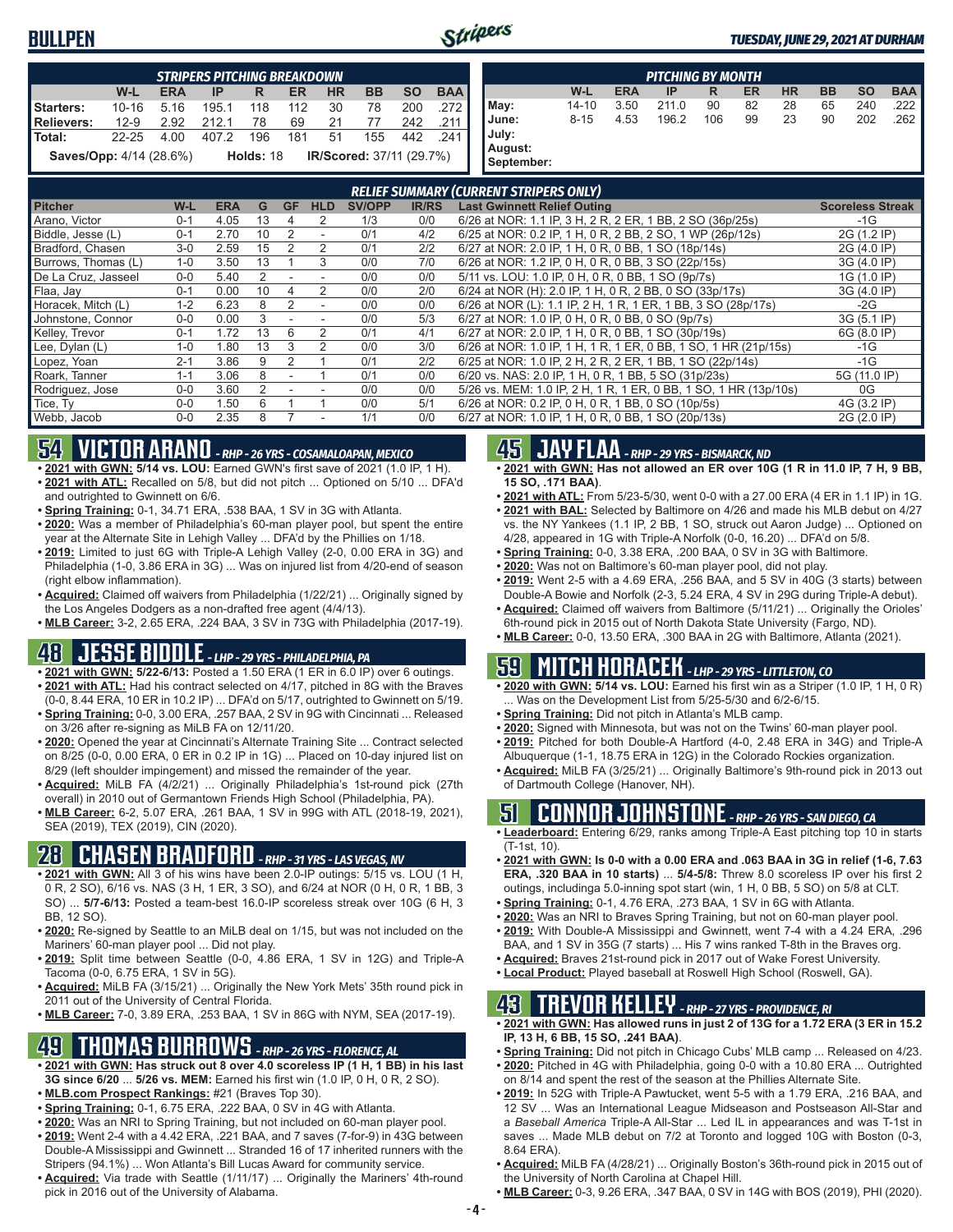# BULLPEN

*TUESDAY, JUNE 29, 2021 AT DURHAM*

| STRIPERS PITCHING BREAKDOWN | W-L | ERA | IP | R | ER | HR | BB | SO | BAA |
|---|---|---|---|---|---|---|---|---|---|
| Starters: | 10-16 | 5.16 | 195.1 | 118 | 112 | 30 | 78 | 200 | .272 |
| Relievers: | 12-9 | 2.92 | 212.1 | 78 | 69 | 21 | 77 | 242 | .211 |
| Total: | 22-25 | 4.00 | 407.2 | 196 | 181 | 51 | 155 | 442 | .241 |

**Saves/Opp:** 4/14 (28.6%) **Holds:** 18 **IR/Scored:** 37/11 (29.7%)

| PITCHING BY MONTH | W-L | ERA | IP | R | ER | HR | BB | SO | BAA |
|---|---|---|---|---|---|---|---|---|---|
| May: | 14-10 | 3.50 | 211.0 | 90 | 82 | 28 | 65 | 240 | .222 |
| June: | 8-15 | 4.53 | 196.2 | 106 | 99 | 23 | 90 | 202 | .262 |
| July: | | | | | | | | | |
| August: | | | | | | | | | |
| September: | | | | | | | | | |

## RELIEF SUMMARY (CURRENT STRIPERS ONLY)

| Pitcher | W-L | ERA | G | GF | HLD | SV/OPP | IR/RS | Last Gwinnett Relief Outing | Scoreless Streak |
|---|---|---|---|---|---|---|---|---|---|
| Arano, Victor | 0-1 | 4.05 | 13 | 4 | 2 | 1/3 | 0/0 | 6/26 at NOR: 1.1 IP, 3 H, 2 R, 2 ER, 1 BB, 2 SO (36p/25s) | -1G |
| Biddle, Jesse (L) | 0-1 | 2.70 | 10 | 2 | - | 0/1 | 4/2 | 6/25 at NOR: 0.2 IP, 1 H, 0 R, 2 BB, 2 SO, 1 WP (26p/12s) | 2G (1.2 IP) |
| Bradford, Chasen | 3-0 | 2.59 | 15 | 2 | 2 | 0/1 | 2/2 | 6/27 at NOR: 2.0 IP, 1 H, 0 R, 0 BB, 1 SO (18p/14s) | 2G (4.0 IP) |
| Burrows, Thomas (L) | 1-0 | 3.50 | 13 | 1 | 3 | 0/0 | 7/0 | 6/26 at NOR: 1.2 IP, 0 H, 0 R, 0 BB, 3 SO (22p/15s) | 3G (4.0 IP) |
| De La Cruz, Jasseel | 0-0 | 5.40 | 2 | - | - | 0/0 | 0/0 | 5/11 vs. LOU: 1.0 IP, 0 H, 0 R, 0 BB, 1 SO (9p/7s) | 1G (1.0 IP) |
| Flaa, Jay | 0-1 | 0.00 | 10 | 4 | 2 | 0/0 | 2/0 | 6/24 at NOR (H): 2.0 IP, 1 H, 0 R, 2 BB, 0 SO (33p/17s) | 3G (4.0 IP) |
| Horacek, Mitch (L) | 1-2 | 6.23 | 8 | 2 | - | 0/0 | 0/0 | 6/26 at NOR (L): 1.1 IP, 2 H, 1 R, 1 ER, 1 BB, 3 SO (28p/17s) | -2G |
| Johnstone, Connor | 0-0 | 0.00 | 3 | - | - | 0/0 | 5/3 | 6/27 at NOR: 1.0 IP, 0 H, 0 R, 0 BB, 0 SO (9p/7s) | 3G (5.1 IP) |
| Kelley, Trevor | 0-1 | 1.72 | 13 | 6 | 2 | 0/1 | 4/1 | 6/27 at NOR: 2.0 IP, 1 H, 0 R, 0 BB, 1 SO (30p/19s) | 6G (8.0 IP) |
| Lee, Dylan (L) | 1-0 | 1.80 | 13 | 3 | 2 | 0/0 | 3/0 | 6/26 at NOR: 1.0 IP, 1 H, 1 R, 1 ER, 0 BB, 1 SO, 1 HR (21p/15s) | -1G |
| Lopez, Yoan | 2-1 | 3.86 | 9 | 2 | 1 | 0/1 | 2/2 | 6/25 at NOR: 1.0 IP, 2 H, 2 R, 2 ER, 1 BB, 1 SO (22p/14s) | -1G |
| Roark, Tanner | 1-1 | 3.06 | 8 | - | 1 | 0/1 | 0/0 | 6/20 vs. NAS: 2.0 IP, 1 H, 0 R, 1 BB, 5 SO (31p/23s) | 5G (11.0 IP) |
| Rodriguez, Jose | 0-0 | 3.60 | 2 | - | - | 0/0 | 0/0 | 5/26 vs. MEM: 1.0 IP, 2 H, 1 R, 1 ER, 0 BB, 1 SO, 1 HR (13p/10s) | 0G |
| Tice, Ty | 0-0 | 1.50 | 6 | 1 | 1 | 0/0 | 5/1 | 6/26 at NOR: 0.2 IP, 0 H, 0 R, 1 BB, 0 SO (10p/5s) | 4G (3.2 IP) |
| Webb, Jacob | 0-0 | 2.35 | 8 | 7 | - | 1/1 | 0/0 | 6/27 at NOR: 1.0 IP, 1 H, 0 R, 0 BB, 1 SO (20p/13s) | 2G (2.0 IP) |

## 54 VICTOR ARANO - RHP - 26 YRS - COSAMALOAPAN, MEXICO

- **2021 with GWN: 5/14 vs. LOU:** Earned Gwinnett's first save of 2021 (1.0 IP, 1 H).
- **2021 with ATL:** Recalled on 5/8, but did not pitch ... Optioned on 5/10 ... DFA'd and outrighted to Gwinnett on 6/6.
- **Spring Training:** 0-1, 34.71 ERA, .538 BAA, 1 SV in 3G with Atlanta.
- **2020:** Was a member of Philadelphia's 60-man player pool, but spent the entire year at the Alternate Site in Lehigh Valley ... DFA'd by the Phillies on 1/18.
- **2019:** Limited to just 6G with Triple-A Lehigh Valley (2-0, 0.00 ERA in 3G) and Philadelphia (1-0, 3.86 ERA in 3G) ... Was on injured list from 4/20-end of season (right elbow inflammation).
- **Acquired:** Claimed off waivers from Philadelphia (1/22/21) ... Originally signed by the Los Angeles Dodgers as a non-drafted free agent (4/4/13).
- **MLB Career:** 3-2, 2.65 ERA, .224 BAA, 3 SV in 73G with Philadelphia (2017-19).

## 48 JESSE BIDDLE - LHP - 29 YRS - PHILADELPHIA, PA

- **2021 with GWN: 5/22-6/13:** Posted a 1.50 ERA (1 ER in 6.0 IP) over 6 outings.
- **2021 with ATL:** Had his contract selected on 4/17, pitched in 8G with the Braves (0-0, 8.44 ERA, 10 ER in 10.2 IP) ... DFA'd on 5/17, outrighted to Gwinnett on 5/19.
- **Spring Training:** 0-0, 3.00 ERA, .257 BAA, 2 SV in 9G with Cincinnati ... Released on 3/26 after re-signing as MiLB FA on 12/11/20.
- **2020:** Opened the year at Cincinnati's Alternate Training Site ... Contract selected on 8/25 (0-0, 0.00 ERA, 0 ER in 0.2 IP in 1G) ... Placed on 10-day injured list on 8/29 (left shoulder impingement) and missed the remainder of the year.
- **Acquired:** MiLB FA (4/2/21) ... Originally Philadelphia's 1st-round pick (27th overall) in 2010 out of Germantown Friends High School (Philadelphia, PA).
- **MLB Career:** 6-2, 5.07 ERA, .261 BAA, 1 SV in 99G with ATL (2018-19, 2021), SEA (2019), TEX (2019), CIN (2020).

## 28 CHASEN BRADFORD - RHP - 31 YRS - LAS VEGAS, NV

- **2021 with GWN:** All 3 of his wins have been 2.0-IP outings: 5/15 vs. LOU (1 H, 0 R, 2 SO), 6/16 vs. NAS (3 H, 1 ER, 3 SO), and 6/24 at NOR (0 H, 0 R, 1 BB, 3 SO) ... **5/7-6/13:** Posted a team-best 16.0-IP scoreless streak over 10G (6 H, 3 BB, 12 SO).
- **2020:** Re-signed by Seattle to an MiLB deal on 1/15, but was not included on the Mariners' 60-man player pool ... Did not play.
- **2019:** Split time between Seattle (0-0, 4.86 ERA, 1 SV in 12G) and Triple-A Tacoma (0-0, 6.75 ERA, 1 SV in 5G).
- **Acquired:** MiLB FA (3/15/21) ... Originally the New York Mets' 35th round pick in 2011 out of the University of Central Florida.
- **MLB Career:** 7-0, 3.89 ERA, .253 BAA, 1 SV in 86G with NYM, SEA (2017-19).

## 49 THOMAS BURROWS - RHP - 26 YRS - FLORENCE, AL

- **2021 with GWN: Has struck out 8 over 4.0 scoreless IP (1 H, 1 BB) in his last 3G since 6/20** ... **5/26 vs. MEM:** Earned his first win (1.0 IP, 0 H, 0 R, 2 SO).
- **MLB.com Prospect Rankings:** #21 (Braves Top 30).
- **Spring Training:** 0-1, 6.75 ERA, .222 BAA, 0 SV in 4G with Atlanta.
- **2020:** Was an NRI to Spring Training, but not included on 60-man player pool.
- **2019:** Went 2-4 with a 4.42 ERA, .221 BAA, and 7 saves (7-for-9) in 43G between Double-A Mississippi and Gwinnett ... Stranded 16 of 17 inherited runners with the Stripers (94.1%) ... Won Atlanta's Bill Lucas Award for community service.
- **Acquired:** Via trade with Seattle (1/11/17) ... Originally the Mariners' 4th-round pick in 2016 out of the University of Alabama.

## 45 JAY FLAA - RHP - 29 YRS - BISMARCK, ND

- **2021 with GWN: Has not allowed an ER over 10G (1 R in 11.0 IP, 7 H, 9 BB, 15 SO, .171 BAA)**.
- **2021 with ATL:** From 5/23-5/30, went 0-0 with a 27.00 ERA (4 ER in 1.1 IP) in 1G.
- **2021 with BAL:** Selected by Baltimore on 4/26 and made his MLB debut on 4/27 vs. the NY Yankees (1.1 IP, 2 BB, 1 SO, struck out Aaron Judge) ... Optioned on 4/28, appeared in 1G with Triple-A Norfolk (0-0, 16.20) ... DFA'd on 5/8.
- **Spring Training:** 0-0, 3.38 ERA, .200 BAA, 0 SV in 3G with Baltimore.
- **2020:** Was not on Baltimore's 60-man player pool, did not play.
- **2019:** Went 2-5 with a 4.69 ERA, .256 BAA, and 5 SV in 40G (3 starts) between Double-A Bowie and Norfolk (2-3, 5.24 ERA, 4 SV in 29G during Triple-A debut).
- **Acquired:** Claimed off waivers from Baltimore (5/11/21) ... Originally the Orioles' 6th-round pick in 2015 out of North Dakota State University (Fargo, ND).
- **MLB Career:** 0-0, 13.50 ERA, .300 BAA in 2G with Baltimore, Atlanta (2021).

## 59 MITCH HORACEK - LHP - 29 YRS - LITTLETON, CO

- **2020 with GWN: 5/14 vs. LOU:** Earned his first win as a Striper (1.0 IP, 1 H, 0 R) ... Was on the Development List from 5/25-5/30 and 6/2-6/15.
- **Spring Training:** Did not pitch in Atlanta's MLB camp.
- **2020:** Signed with Minnesota, but was not on the Twins' 60-man player pool.
- **2019:** Pitched for both Double-A Hartford (4-0, 2.48 ERA in 34G) and Triple-A Albuquerque (1-1, 18.75 ERA in 12G) in the Colorado Rockies organization.
- **Acquired:** MiLB FA (3/25/21) ... Originally Baltimore's 9th-round pick in 2013 out of Dartmouth College (Hanover, NH).

## 51 CONNOR JOHNSTONE - RHP - 26 YRS - SAN DIEGO, CA

- **Leaderboard:** Entering 6/29, ranks among Triple-A East pitching top 10 in starts (T-1st, 10).
- **2021 with GWN: Is 0-0 with a 0.00 ERA and .063 BAA in 3G in relief (1-6, 7.63 ERA, .320 BAA in 10 starts)** ... **5/4-5/8:** Threw 8.0 scoreless IP over his first 2 outings, includinga 5.0-inning spot start (win, 1 H, 0 BB, 5 SO) on 5/8 at CLT.
- **Spring Training:** 0-1, 4.76 ERA, .273 BAA, 1 SV in 6G with Atlanta.
- **2020:** Was an NRI to Braves Spring Training, but not on 60-man player pool.
- **2019:** With Double-A Mississippi and Gwinnett, went 7-4 with a 4.24 ERA, .296 BAA, and 1 SV in 35G (7 starts) ... His 7 wins ranked T-8th in the Braves org.
- **Acquired:** Braves 21st-round pick in 2017 out of Wake Forest University.
- **Local Product:** Played baseball at Roswell High School (Roswell, GA).

## 43 TREVOR KELLEY - RHP - 27 YRS - PROVIDENCE, RI

- **2021 with GWN: Has allowed runs in just 2 of 13G for a 1.72 ERA (3 ER in 15.2 IP, 13 H, 6 BB, 15 SO, .241 BAA)**.
- **Spring Training:** Did not pitch in Chicago Cubs' MLB camp ... Released on 4/23.
- **2020:** Pitched in 4G with Philadelphia, going 0-0 with a 10.80 ERA ... Outrighted on 8/14 and spent the rest of the season at the Phillies Alternate Site.
- **2019:** In 52G with Triple-A Pawtucket, went 5-5 with a 1.79 ERA, .216 BAA, and 12 SV ... Was an International League Midseason and Postseason All-Star and a *Baseball America* Triple-A All-Star ... Led IL in appearances and was T-1st in saves ... Made MLB debut on 7/2 at Toronto and logged 10G with Boston (0-3, 8.64 ERA).
- **Acquired:** MiLB FA (4/28/21) ... Originally Boston's 36th-round pick in 2015 out of the University of North Carolina at Chapel Hill.
- **MLB Career:** 0-3, 9.26 ERA, .347 BAA, 0 SV in 14G with BOS (2019), PHI (2020).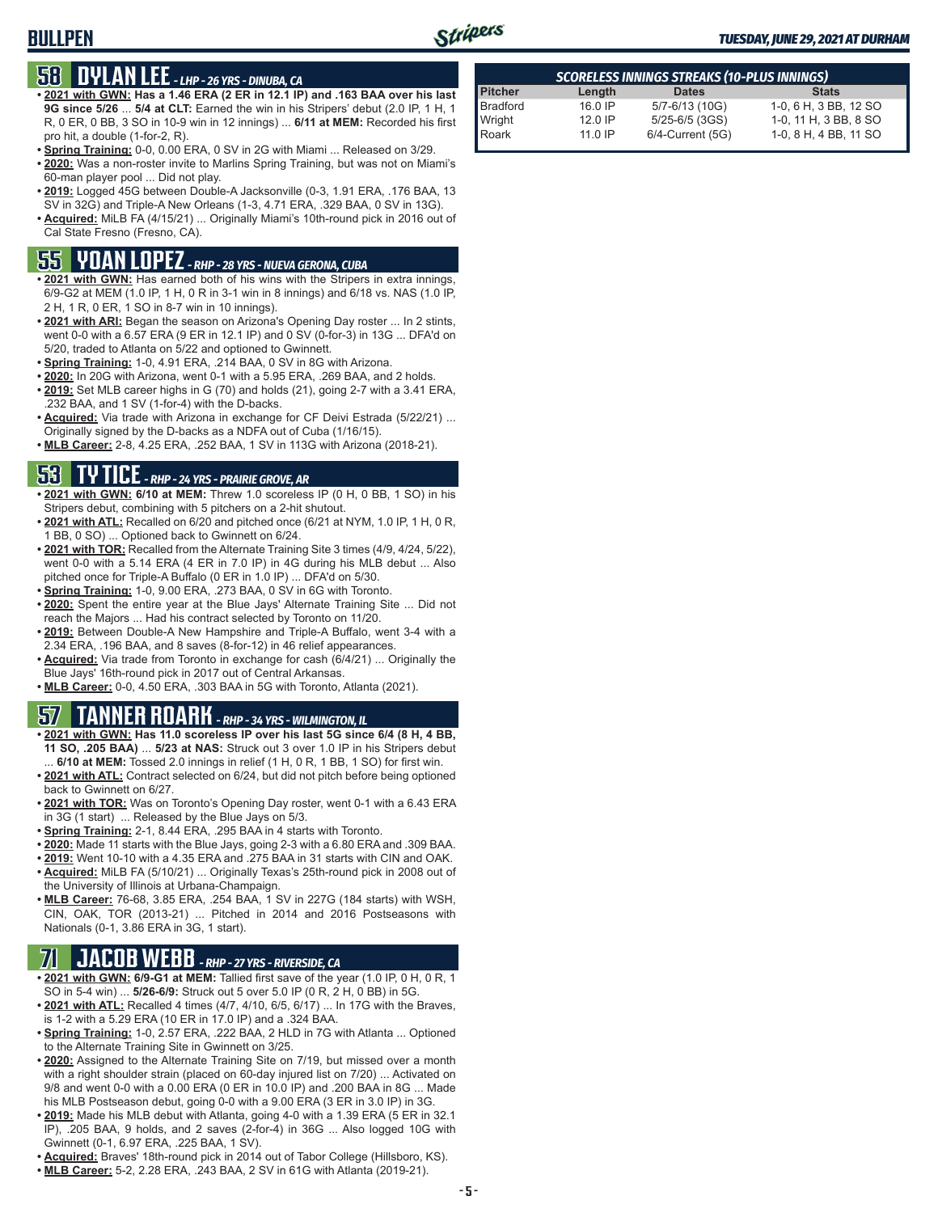## BULLPEN

### 58 DYLAN LEE - LHP - 26 YRS - DINUBA, CA

- **2021 with GWN: Has a 1.46 ERA (2 ER in 12.1 IP) and .163 BAA over his last 9G since 5/26** ... **5/4 at CLT:** Earned the win in his Stripers' debut (2.0 IP, 1 H, 1 R, 0 ER, 0 BB, 3 SO in 10-9 win in 12 innings) ... **6/11 at MEM:** Recorded his first pro hit, a double (1-for-2, R).
- **Spring Training:** 0-0, 0.00 ERA, 0 SV in 2G with Miami ... Released on 3/29.
- **2020:** Was a non-roster invite to Marlins Spring Training, but was not on Miami's 60-man player pool ... Did not play.
- **2019:** Logged 45G between Double-A Jacksonville (0-3, 1.91 ERA, .176 BAA, 13 SV in 32G) and Triple-A New Orleans (1-3, 4.71 ERA, .329 BAA, 0 SV in 13G).
- **Acquired:** MiLB FA (4/15/21) ... Originally Miami's 10th-round pick in 2016 out of Cal State Fresno (Fresno, CA).

### 55 YOAN LOPEZ - RHP - 28 YRS - NUEVA GERONA, CUBA

- **2021 with GWN:** Has earned both of his wins with the Stripers in extra innings, 6/9-G2 at MEM (1.0 IP, 1 H, 0 R in 3-1 win in 8 innings) and 6/18 vs. NAS (1.0 IP, 2 H, 1 R, 0 ER, 1 SO in 8-7 win in 10 innings).
- **2021 with ARI:** Began the season on Arizona's Opening Day roster ... In 2 stints, went 0-0 with a 6.57 ERA (9 ER in 12.1 IP) and 0 SV (0-for-3) in 13G ... DFA'd on 5/20, traded to Atlanta on 5/22 and optioned to Gwinnett.
- **Spring Training:** 1-0, 4.91 ERA, .214 BAA, 0 SV in 8G with Arizona.
- **2020:** In 20G with Arizona, went 0-1 with a 5.95 ERA, .269 BAA, and 2 holds.
- **2019:** Set MLB career highs in G (70) and holds (21), going 2-7 with a 3.41 ERA, .232 BAA, and 1 SV (1-for-4) with the D-backs.
- **Acquired:** Via trade with Arizona in exchange for CF Deivi Estrada (5/22/21) ... Originally signed by the D-backs as a NDFA out of Cuba (1/16/15).
- **MLB Career:** 2-8, 4.25 ERA, .252 BAA, 1 SV in 113G with Arizona (2018-21).

### 53 TY TICE - RHP - 24 YRS - PRAIRIE GROVE, AR

- **2021 with GWN: 6/10 at MEM:** Threw 1.0 scoreless IP (0 H, 0 BB, 1 SO) in his Stripers debut, combining with 5 pitchers on a 2-hit shutout.
- **2021 with ATL:** Recalled on 6/20 and pitched once (6/21 at NYM, 1.0 IP, 1 H, 0 R, 1 BB, 0 SO) ... Optioned back to Gwinnett on 6/24.
- **2021 with TOR:** Recalled from the Alternate Training Site 3 times (4/9, 4/24, 5/22), went 0-0 with a 5.14 ERA (4 ER in 7.0 IP) in 4G during his MLB debut ... Also pitched once for Triple-A Buffalo (0 ER in 1.0 IP) ... DFA'd on 5/30.
- **Spring Training:** 1-0, 9.00 ERA, .273 BAA, 0 SV in 6G with Toronto.
- **2020:** Spent the entire year at the Blue Jays' Alternate Training Site ... Did not reach the Majors ... Had his contract selected by Toronto on 11/20.
- **2019:** Between Double-A New Hampshire and Triple-A Buffalo, went 3-4 with a 2.34 ERA, .196 BAA, and 8 saves (8-for-12) in 46 relief appearances.
- **Acquired:** Via trade from Toronto in exchange for cash (6/4/21) ... Originally the Blue Jays' 16th-round pick in 2017 out of Central Arkansas.
- **MLB Career:** 0-0, 4.50 ERA, .303 BAA in 5G with Toronto, Atlanta (2021).

### 57 TANNER ROARK - RHP - 34 YRS - WILMINGTON, IL

- **2021 with GWN: Has 11.0 scoreless IP over his last 5G since 6/4 (8 H, 4 BB, 11 SO, .205 BAA)** ... **5/23 at NAS:** Struck out 3 over 1.0 IP in his Stripers debut ... **6/10 at MEM:** Tossed 2.0 innings in relief (1 H, 0 R, 1 BB, 1 SO) for first win.
- **2021 with ATL:** Contract selected on 6/24, but did not pitch before being optioned back to Gwinnett on 6/27.
- **2021 with TOR:** Was on Toronto's Opening Day roster, went 0-1 with a 6.43 ERA in 3G (1 start) ... Released by the Blue Jays on 5/3.
- **Spring Training:** 2-1, 8.44 ERA, .295 BAA in 4 starts with Toronto.
- **2020:** Made 11 starts with the Blue Jays, going 2-3 with a 6.80 ERA and .309 BAA.
- **2019:** Went 10-10 with a 4.35 ERA and .275 BAA in 31 starts with CIN and OAK.
- **Acquired:** MiLB FA (5/10/21) ... Originally Texas's 25th-round pick in 2008 out of the University of Illinois at Urbana-Champaign.
- **MLB Career:** 76-68, 3.85 ERA, .254 BAA, 1 SV in 227G (184 starts) with WSH, CIN, OAK, TOR (2013-21) ... Pitched in 2014 and 2016 Postseasons with Nationals (0-1, 3.86 ERA in 3G, 1 start).

### 71 JACOB WEBB - RHP - 27 YRS - RIVERSIDE, CA

- **2021 with GWN: 6/9-G1 at MEM:** Tallied first save of the year (1.0 IP, 0 H, 0 R, 1 SO in 5-4 win) ... **5/26-6/9:** Struck out 5 over 5.0 IP (0 R, 2 H, 0 BB) in 5G.
- **2021 with ATL:** Recalled 4 times (4/7, 4/10, 6/5, 6/17) ... In 17G with the Braves, is 1-2 with a 5.29 ERA (10 ER in 17.0 IP) and a .324 BAA.
- **Spring Training:** 1-0, 2.57 ERA, .222 BAA, 2 HLD in 7G with Atlanta ... Optioned to the Alternate Training Site in Gwinnett on 3/25.
- **2020:** Assigned to the Alternate Training Site on 7/19, but missed over a month with a right shoulder strain (placed on 60-day injured list on 7/20) ... Activated on 9/8 and went 0-0 with a 0.00 ERA (0 ER in 10.0 IP) and .200 BAA in 8G ... Made his MLB Postseason debut, going 0-0 with a 9.00 ERA (3 ER in 3.0 IP) in 3G.
- **2019:** Made his MLB debut with Atlanta, going 4-0 with a 1.39 ERA (5 ER in 32.1 IP), .205 BAA, 9 holds, and 2 saves (2-for-4) in 36G ... Also logged 10G with Gwinnett (0-1, 6.97 ERA, .225 BAA, 1 SV).
- **Acquired:** Braves' 18th-round pick in 2014 out of Tabor College (Hillsboro, KS).
- **MLB Career:** 5-2, 2.28 ERA, .243 BAA, 2 SV in 61G with Atlanta (2019-21).

### SCORELESS INNINGS STREAKS (10-PLUS INNINGS)

| Pitcher | Length | Dates | Stats |
|---|---|---|---|
| Bradford | 16.0 IP | 5/7-6/13 (10G) | 1-0, 6 H, 3 BB, 12 SO |
| Wright | 12.0 IP | 5/25-6/5 (3GS) | 1-0, 11 H, 3 BB, 8 SO |
| Roark | 11.0 IP | 6/4-Current (5G) | 1-0, 8 H, 4 BB, 11 SO |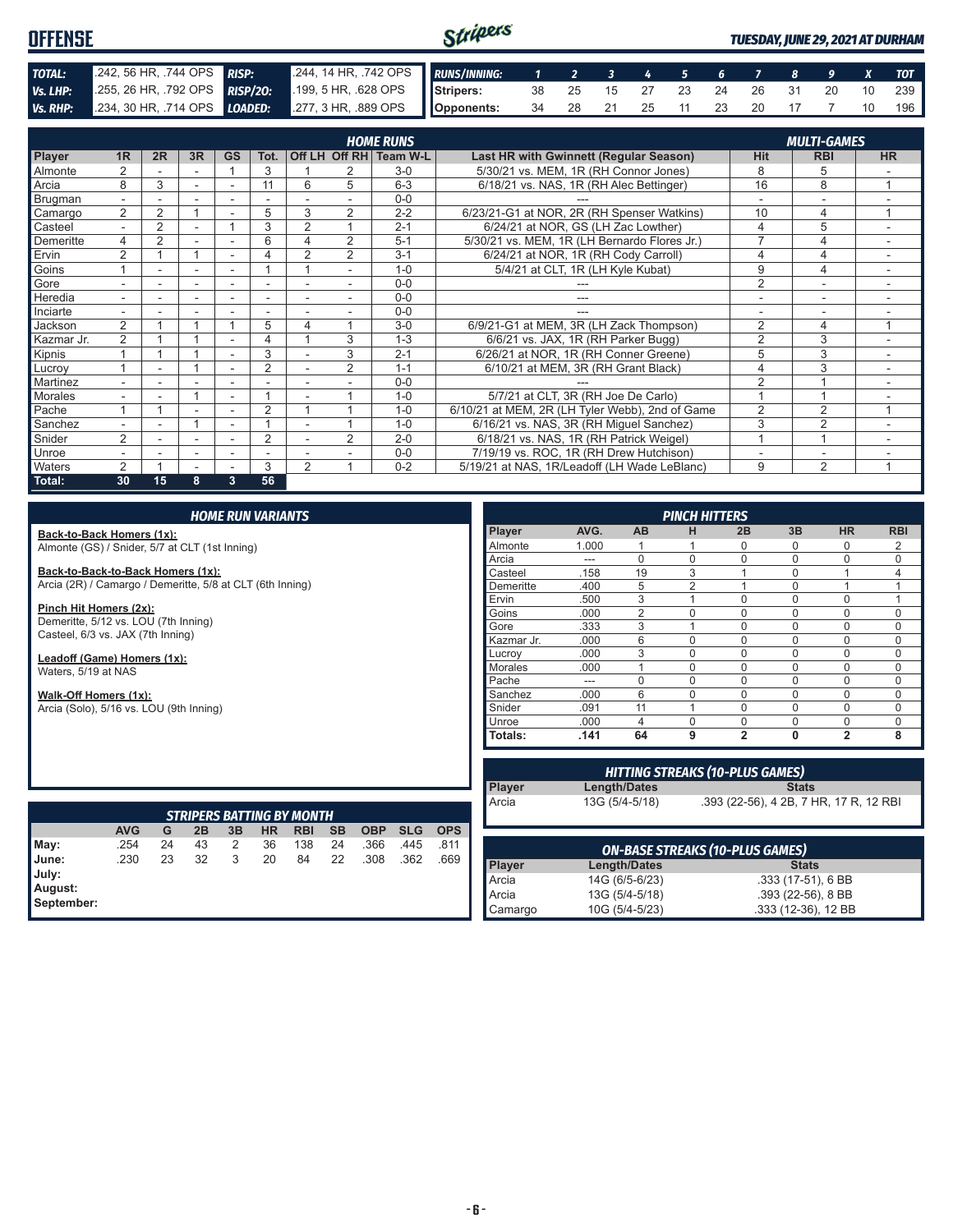# OFFENSE

***TUESDAY, JUNE 29, 2021 AT DURHAM***

| | | | |
|---|---|---|---|
| **TOTAL:** | .242, 56 HR, .744 OPS | **RISP:** | .244, 14 HR, .742 OPS |
| **Vs. LHP:** | .255, 26 HR, .792 OPS | **RISP/2O:** | .199, 5 HR, .628 OPS |
| **Vs. RHP:** | .234, 30 HR, .714 OPS | **LOADED:** | .277, 3 HR, .889 OPS |

| RUNS/INNING: | 1 | 2 | 3 | 4 | 5 | 6 | 7 | 8 | 9 | X | TOT |
|---|---|---|---|---|---|---|---|---|---|---|---|
| Stripers: | 38 | 25 | 15 | 27 | 23 | 24 | 26 | 31 | 20 | 10 | 239 |
| Opponents: | 34 | 28 | 21 | 25 | 11 | 23 | 20 | 17 | 7 | 10 | 196 |

## HOME RUNS / MULTI-GAMES

| Player | 1R | 2R | 3R | GS | Tot. | Off LH | Off RH | Team W-L | Last HR with Gwinnett (Regular Season) | Hit | RBI | HR |
|---|---|---|---|---|---|---|---|---|---|---|---|---|
| Almonte | 2 | - | - | 1 | 3 | 1 | 2 | 3-0 | 5/30/21 vs. MEM, 1R (RH Connor Jones) | 8 | 5 | - |
| Arcia | 8 | 3 | - | - | 11 | 6 | 5 | 6-3 | 6/18/21 vs. NAS, 1R (RH Alec Bettinger) | 16 | 8 | 1 |
| Brugman | - | - | - | - | - | - | - | 0-0 | --- | - | - | - |
| Camargo | 2 | 2 | 1 | - | 5 | 3 | 2 | 2-2 | 6/23/21-G1 at NOR, 2R (RH Spenser Watkins) | 10 | 4 | 1 |
| Casteel | - | 2 | - | 1 | 3 | 2 | 1 | 2-1 | 6/24/21 at NOR, GS (LH Zac Lowther) | 4 | 5 | - |
| Demeritte | 4 | 2 | - | - | 6 | 4 | 2 | 5-1 | 5/30/21 vs. MEM, 1R (LH Bernardo Flores Jr.) | 7 | 4 | - |
| Ervin | 2 | 1 | 1 | - | 4 | 2 | 2 | 3-1 | 6/24/21 at NOR, 1R (RH Cody Carroll) | 4 | 4 | - |
| Goins | 1 | - | - | - | 1 | 1 | - | 1-0 | 5/4/21 at CLT, 1R (LH Kyle Kubat) | 9 | 4 | - |
| Gore | - | - | - | - | - | - | - | 0-0 | --- | 2 | - | - |
| Heredia | - | - | - | - | - | - | - | 0-0 | --- | - | - | - |
| Inciarte | - | - | - | - | - | - | - | 0-0 | --- | - | - | - |
| Jackson | 2 | 1 | 1 | 1 | 5 | 4 | 1 | 3-0 | 6/9/21-G1 at MEM, 3R (LH Zack Thompson) | 2 | 4 | 1 |
| Kazmar Jr. | 2 | 1 | 1 | - | 4 | 1 | 3 | 1-3 | 6/6/21 vs. JAX, 1R (RH Parker Bugg) | 2 | 3 | - |
| Kipnis | 1 | 1 | 1 | - | 3 | - | 3 | 2-1 | 6/26/21 at NOR, 1R (RH Conner Greene) | 5 | 3 | - |
| Lucroy | 1 | - | 1 | - | 2 | - | 2 | 1-1 | 6/10/21 at MEM, 3R (RH Grant Black) | 4 | 3 | - |
| Martinez | - | - | - | - | - | - | - | 0-0 | --- | 2 | 1 | - |
| Morales | - | - | 1 | - | 1 | - | 1 | 1-0 | 5/7/21 at CLT, 3R (RH Joe De Carlo) | 1 | 1 | - |
| Pache | 1 | 1 | - | - | 2 | 1 | 1 | 1-0 | 6/10/21 at MEM, 2R (LH Tyler Webb), 2nd of Game | 2 | 2 | 1 |
| Sanchez | - | - | 1 | - | 1 | - | 1 | 1-0 | 6/16/21 vs. NAS, 3R (RH Miguel Sanchez) | 3 | 2 | - |
| Snider | 2 | - | - | - | 2 | - | 2 | 2-0 | 6/18/21 vs. NAS, 1R (RH Patrick Weigel) | 1 | 1 | - |
| Unroe | - | - | - | - | - | - | - | 0-0 | 7/19/19 vs. ROC, 1R (RH Drew Hutchison) | - | - | - |
| Waters | 2 | 1 | - | - | 3 | 2 | 1 | 0-2 | 5/19/21 at NAS, 1R/Leadoff (LH Wade LeBlanc) | 9 | 2 | 1 |
| **Total:** | **30** | **15** | **8** | **3** | **56** | | | | | | | |

## HOME RUN VARIANTS

**Back-to-Back Homers (1x):**
Almonte (GS) / Snider, 5/7 at CLT (1st Inning)

**Back-to-Back-to-Back Homers (1x):**
Arcia (2R) / Camargo / Demeritte, 5/8 at CLT (6th Inning)

**Pinch Hit Homers (2x):**
Demeritte, 5/12 vs. LOU (7th Inning)
Casteel, 6/3 vs. JAX (7th Inning)

**Leadoff (Game) Homers (1x):**
Waters, 5/19 at NAS

**Walk-Off Homers (1x):**
Arcia (Solo), 5/16 vs. LOU (9th Inning)

## PINCH HITTERS

| Player | AVG. | AB | H | 2B | 3B | HR | RBI |
|---|---|---|---|---|---|---|---|
| Almonte | 1.000 | 1 | 1 | 0 | 0 | 0 | 2 |
| Arcia | --- | 0 | 0 | 0 | 0 | 0 | 0 |
| Casteel | .158 | 19 | 3 | 1 | 0 | 1 | 4 |
| Demeritte | .400 | 5 | 2 | 1 | 0 | 1 | 1 |
| Ervin | .500 | 3 | 1 | 0 | 0 | 0 | 1 |
| Goins | .000 | 2 | 0 | 0 | 0 | 0 | 0 |
| Gore | .333 | 3 | 1 | 0 | 0 | 0 | 0 |
| Kazmar Jr. | .000 | 6 | 0 | 0 | 0 | 0 | 0 |
| Lucroy | .000 | 3 | 0 | 0 | 0 | 0 | 0 |
| Morales | .000 | 1 | 0 | 0 | 0 | 0 | 0 |
| Pache | --- | 0 | 0 | 0 | 0 | 0 | 0 |
| Sanchez | .000 | 6 | 0 | 0 | 0 | 0 | 0 |
| Snider | .091 | 11 | 1 | 0 | 0 | 0 | 0 |
| Unroe | .000 | 4 | 0 | 0 | 0 | 0 | 0 |
| **Totals:** | **.141** | **64** | **9** | **2** | **0** | **2** | **8** |

## HITTING STREAKS (10-PLUS GAMES)

| Player | Length/Dates | Stats |
|---|---|---|
| Arcia | 13G (5/4-5/18) | .393 (22-56), 4 2B, 7 HR, 17 R, 12 RBI |

## STRIPERS BATTING BY MONTH

| | AVG | G | 2B | 3B | HR | RBI | SB | OBP | SLG | OPS |
|---|---|---|---|---|---|---|---|---|---|---|
| May: | .254 | 24 | 43 | 2 | 36 | 138 | 24 | .366 | .445 | .811 |
| June: | .230 | 23 | 32 | 3 | 20 | 84 | 22 | .308 | .362 | .669 |
| July: | | | | | | | | | | |
| August: | | | | | | | | | | |
| September: | | | | | | | | | | |

## ON-BASE STREAKS (10-PLUS GAMES)

| Player | Length/Dates | Stats |
|---|---|---|
| Arcia | 14G (6/5-6/23) | .333 (17-51), 6 BB |
| Arcia | 13G (5/4-5/18) | .393 (22-56), 8 BB |
| Camargo | 10G (5/4-5/23) | .333 (12-36), 12 BB |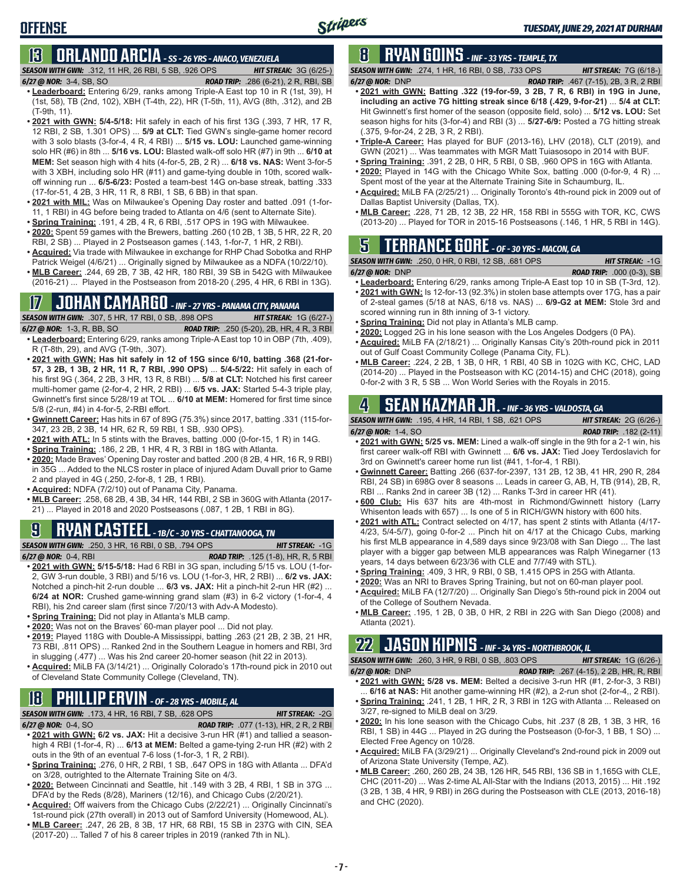## OFFENSE

*TUESDAY, JUNE 29, 2021 AT DURHAM*

## 13 ORLANDO ARCIA - SS - 26 YRS - ANACO, VENEZUELA

**SEASON WITH GWN:** .312, 11 HR, 26 RBI, 5 SB, .926 OPS — **HIT STREAK:** 3G (6/25-)

**6/27 @ NOR:** 3-4, SB, SO — **ROAD TRIP:** .286 (6-21), 2 R, RBI, SB

- **Leaderboard:** Entering 6/29, ranks among Triple-A East top 10 in R (1st, 39), H (1st, 58), TB (2nd, 102), XBH (T-4th, 22), HR (T-5th, 11), AVG (8th, .312), and 2B (T-9th, 11).
- **2021 with GWN: 5/4-5/18:** Hit safely in each of his first 13G (.393, 7 HR, 17 R, 12 RBI, 2 SB, 1.301 OPS) ... **5/9 at CLT:** Tied GWN's single-game homer record with 3 solo blasts (3-for-4, 4 R, 4 RBI) ... **5/15 vs. LOU:** Launched game-winning solo HR (#6) in 8th ... **5/16 vs. LOU:** Blasted walk-off solo HR (#7) in 9th ... **6/10 at MEM:** Set season high with 4 hits (4-for-5, 2B, 2 R) ... **6/18 vs. NAS:** Went 3-for-5 with 3 XBH, including solo HR (#11) and game-tying double in 10th, scored walk-off winning run ... **6/5-6/23:** Posted a team-best 14G on-base streak, batting .333 (17-for-51, 4 2B, 3 HR, 11 R, 8 RBI, 1 SB, 6 BB) in that span.
- **2021 with MIL:** Was on Milwaukee's Opening Day roster and batted .091 (1-for-11, 1 RBI) in 4G before being traded to Atlanta on 4/6 (sent to Alternate Site).
- **Spring Training:** .191, 4 2B, 4 R, 6 RBI, .517 OPS in 19G with Milwaukee.
- **2020:** Spent 59 games with the Brewers, batting .260 (10 2B, 1 3B, 5 HR, 22 R, 20 RBI, 2 SB) ... Played in 2 Postseason games (.143, 1-for-7, 1 HR, 2 RBI).
- **Acquired:** Via trade with Milwaukee in exchange for RHP Chad Sobotka and RHP Patrick Weigel (4/6/21) ... Originally signed by Milwaukee as a NDFA (10/22/10).
- **MLB Career:** .244, 69 2B, 7 3B, 42 HR, 180 RBI, 39 SB in 542G with Milwaukee (2016-21) ... Played in the Postseason from 2018-20 (.295, 4 HR, 6 RBI in 13G).

## 17 JOHAN CAMARGO - INF - 27 YRS - PANAMA CITY, PANAMA

**SEASON WITH GWN:** .307, 5 HR, 17 RBI, 0 SB, .898 OPS — **HIT STREAK:** 1G (6/27-)

**6/27 @ NOR:** 1-3, R, BB, SO — **ROAD TRIP:** .250 (5-20), 2B, HR, 4 R, 3 RBI

- **Leaderboard:** Entering 6/29, ranks among Triple-A East top 10 in OBP (7th, .409), R (T-8th, 29), and AVG (T-9th, .307).
- **2021 with GWN: Has hit safely in 12 of 15G since 6/10, batting .368 (21-for-57, 3 2B, 1 3B, 2 HR, 11 R, 7 RBI, .990 OPS)** ... **5/4-5/22:** Hit safely in each of his first 9G (.364, 2 2B, 3 HR, 13 R, 8 RBI) ... **5/8 at CLT:** Notched his first career multi-homer game (2-for-4, 2 HR, 2 RBI) ... **6/5 vs. JAX:** Started 5-4-3 triple play, Gwinnett's first since 5/28/19 at TOL ... **6/10 at MEM:** Homered for first time since 5/8 (2-run, #4) in 4-for-5, 2-RBI effort.
- **Gwinnett Career:** Has hits in 67 of 89G (75.3%) since 2017, batting .331 (115-for-347, 23 2B, 2 3B, 14 HR, 62 R, 59 RBI, 1 SB, .930 OPS).
- **2021 with ATL:** In 5 stints with the Braves, batting .000 (0-for-15, 1 R) in 14G.
- **Spring Training:** .186, 2 2B, 1 HR, 4 R, 3 RBI in 18G with Atlanta.
- **2020:** Made Braves' Opening Day roster and batted .200 (8 2B, 4 HR, 16 R, 9 RBI) in 35G ... Added to the NLCS roster in place of injured Adam Duvall prior to Game 2 and played in 4G (.250, 2-for-8, 1 2B, 1 RBI).
- **Acquired:** NDFA (7/2/10) out of Panama City, Panama.
- **MLB Career:** .258, 68 2B, 4 3B, 34 HR, 144 RBI, 2 SB in 360G with Atlanta (2017-21) ... Played in 2018 and 2020 Postseasons (.087, 1 2B, 1 RBI in 8G).

## 9 RYAN CASTEEL - 1B/C - 30 YRS - CHATTANOOGA, TN

**SEASON WITH GWN:** .250, 3 HR, 16 RBI, 0 SB, .794 OPS — **HIT STREAK:** -1G

**6/27 @ NOR:** 0-4, RBI — **ROAD TRIP:** .125 (1-8), HR, R, 5 RBI

- **2021 with GWN: 5/15-5/18:** Had 6 RBI in 3G span, including 5/15 vs. LOU (1-for-2, GW 3-run double, 3 RBI) and 5/16 vs. LOU (1-for-3, HR, 2 RBI) ... **6/2 vs. JAX:** Notched a pinch-hit 2-run double ... **6/3 vs. JAX:** Hit a pinch-hit 2-run HR (#2) ... **6/24 at NOR:** Crushed game-winning grand slam (#3) in 6-2 victory (1-for-4, 4 RBI), his 2nd career slam (first since 7/20/13 with Adv-A Modesto).
- **Spring Training:** Did not play in Atlanta's MLB camp.
- **2020:** Was not on the Braves' 60-man player pool ... Did not play.
- **2019:** Played 118G with Double-A Mississippi, batting .263 (21 2B, 2 3B, 21 HR, 73 RBI, .811 OPS) ... Ranked 2nd in the Southern League in homers and RBI, 3rd in slugging (.477) ... Was his 2nd career 20-homer season (hit 22 in 2013).
- **Acquired:** MiLB FA (3/14/21) ... Originally Colorado's 17th-round pick in 2010 out of Cleveland State Community College (Cleveland, TN).

## 18 PHILLIP ERVIN - OF - 28 YRS - MOBILE, AL

**SEASON WITH GWN:** .173, 4 HR, 16 RBI, 7 SB, .628 OPS — **HIT STREAK:** -2G

**6/27 @ NOR:** 0-4, SO — **ROAD TRIP:** .077 (1-13), HR, 2 R, 2 RBI

- **2021 with GWN: 6/2 vs. JAX:** Hit a decisive 3-run HR (#1) and tallied a season-high 4 RBI (1-for-4, R) ... **6/13 at MEM:** Belted a game-tying 2-run HR (#2) with 2 outs in the 9th of an eventual 7-6 loss (1-for-3, 1 R, 2 RBI).
- **Spring Training:** .276, 0 HR, 2 RBI, 1 SB, .647 OPS in 18G with Atlanta ... DFA'd on 3/28, outrighted to the Alternate Training Site on 4/3.
- **2020:** Between Cincinnati and Seattle, hit .149 with 3 2B, 4 RBI, 1 SB in 37G ... DFA'd by the Reds (8/28), Mariners (12/16), and Chicago Cubs (2/20/21).
- **Acquired:** Off waivers from the Chicago Cubs (2/22/21) ... Originally Cincinnati's 1st-round pick (27th overall) in 2013 out of Samford University (Homewood, AL).
- **MLB Career:** .247, 26 2B, 8 3B, 17 HR, 68 RBI, 15 SB in 237G with CIN, SEA (2017-20) ... Talled 7 of his 8 career triples in 2019 (ranked 7th in NL).

## 8 RYAN GOINS - INF - 33 YRS - TEMPLE, TX

**SEASON WITH GWN:** .274, 1 HR, 16 RBI, 0 SB, .733 OPS — **HIT STREAK:** 7G (6/18-)

**6/27 @ NOR:** DNP — **ROAD TRIP:** .467 (7-15), 2B, 3 R, 2 RBI

- **2021 with GWN: Batting .322 (19-for-59, 3 2B, 7 R, 6 RBI) in 19G in June, including an active 7G hitting streak since 6/18 (.429, 9-for-21)** ... **5/4 at CLT:** Hit Gwinnett's first homer of the season (opposite field, solo) ... **5/12 vs. LOU:** Set season highs for hits (3-for-4) and RBI (3) ... **5/27-6/9:** Posted a 7G hitting streak (.375, 9-for-24, 2 2B, 3 R, 2 RBI).
- **Triple-A Career:** Has played for BUF (2013-16), LHV (2018), CLT (2019), and GWN (2021) ... Was teammates with MGR Matt Tuiasosopo in 2014 with BUF.
- **Spring Training:** .391, 2 2B, 0 HR, 5 RBI, 0 SB, .960 OPS in 16G with Atlanta.
- **2020:** Played in 14G with the Chicago White Sox, batting .000 (0-for-9, 4 R) ... Spent most of the year at the Alternate Training Site in Schaumburg, IL.
- **Acquired:** MiLB FA (2/25/21) ... Originally Toronto's 4th-round pick in 2009 out of Dallas Baptist University (Dallas, TX).
- **MLB Career:** .228, 71 2B, 12 3B, 22 HR, 158 RBI in 555G with TOR, KC, CWS (2013-20) ... Played for TOR in 2015-16 Postseasons (.146, 1 HR, 5 RBI in 14G).

## 5 TERRANCE GORE - OF - 30 YRS - MACON, GA

**SEASON WITH GWN:** .250, 0 HR, 0 RBI, 12 SB, .681 OPS — **HIT STREAK:** -1G

**6/27 @ NOR:** DNP — **ROAD TRIP:** .000 (0-3), SB

- **Leaderboard:** Entering 6/29, ranks among Triple-A East top 10 in SB (T-3rd, 12).
- **2021 with GWN:** Is 12-for-13 (92.3%) in stolen base attempts over 17G, has a pair of 2-steal games (5/18 at NAS, 6/18 vs. NAS) ... **6/9-G2 at MEM:** Stole 3rd and scored winning run in 8th inning of 3-1 victory.
- **Spring Training:** Did not play in Atlanta's MLB camp.
- **2020:** Logged 2G in his lone season with the Los Angeles Dodgers (0 PA).
- **Acquired:** MiLB FA (2/18/21) ... Originally Kansas City's 20th-round pick in 2011 out of Gulf Coast Community College (Panama City, FL).
- **MLB Career:** .224, 2 2B, 1 3B, 0 HR, 1 RBI, 40 SB in 102G with KC, CHC, LAD (2014-20) ... Played in the Postseason with KC (2014-15) and CHC (2018), going 0-for-2 with 3 R, 5 SB ... Won World Series with the Royals in 2015.

## 4 SEAN KAZMAR JR. - INF - 36 YRS - VALDOSTA, GA

**SEASON WITH GWN:** .195, 4 HR, 14 RBI, 1 SB, .621 OPS — **HIT STREAK:** 2G (6/26-)

**6/27 @ NOR:** 1-4, SO — **ROAD TRIP:** .182 (2-11)

- **2021 with GWN: 5/25 vs. MEM:** Lined a walk-off single in the 9th for a 2-1 win, his first career walk-off RBI with Gwinnett ... **6/6 vs. JAX:** Tied Joey Terdoslavich for 3rd on Gwinnett's career home run list (#41, 1-for-4, 1 RBI).
- **Gwinnett Career:** Batting .266 (637-for-2397, 131 2B, 12 3B, 41 HR, 290 R, 284 RBI, 24 SB) in 698G over 8 seasons ... Leads in career G, AB, H, TB (914), 2B, R, RBI ... Ranks 2nd in career 3B (12) ... Ranks T-3rd in career HR (41).
- **600 Club:** His 637 hits are 4th-most in Richmond/Gwinnett history (Larry Whisenton leads with 657) ... Is one of 5 in RICH/GWN history with 600 hits.
- **2021 with ATL:** Contract selected on 4/17, has spent 2 stints with Atlanta (4/17-4/23, 5/4-5/7), going 0-for-2 ... Pinch hit on 4/17 at the Chicago Cubs, marking his first MLB appearance in 4,589 days since 9/23/08 with San Diego ... The last player with a bigger gap between MLB appearances was Ralph Winegarner (13 years, 14 days between 6/23/36 with CLE and 7/7/49 with STL).
- **Spring Training:** .409, 3 HR, 9 RBI, 0 SB, 1.415 OPS in 25G with Atlanta.
- **2020:** Was an NRI to Braves Spring Training, but not on 60-man player pool.
- **Acquired:** MiLB FA (12/7/20) ... Originally San Diego's 5th-round pick in 2004 out of the College of Southern Nevada.
- **MLB Career:** .195, 1 2B, 0 3B, 0 HR, 2 RBI in 22G with San Diego (2008) and Atlanta (2021).

## 22 JASON KIPNIS - INF - 34 YRS - NORTHBROOK, IL

**SEASON WITH GWN:** .260, 3 HR, 9 RBI, 0 SB, .803 OPS — **HIT STREAK:** 1G (6/26-)

**6/27 @ NOR:** DNP — **ROAD TRIP:** .267 (4-15), 2 2B, HR, R, RBI

- **2021 with GWN: 5/28 vs. MEM:** Belted a decisive 3-run HR (#1, 2-for-3, 3 RBI) ... **6/16 at NAS:** Hit another game-winning HR (#2), a 2-run shot (2-for-4,, 2 RBI).
- **Spring Training:** .241, 1 2B, 1 HR, 2 R, 3 RBI in 12G with Atlanta ... Released on 3/27, re-signed to MiLB deal on 3/29.
- **2020:** In his lone season with the Chicago Cubs, hit .237 (8 2B, 1 3B, 3 HR, 16 RBI, 1 SB) in 44G ... Played in 2G during the Postseason (0-for-3, 1 BB, 1 SO) ... Elected Free Agency on 10/28.
- **Acquired:** MiLB FA (3/29/21) ... Originally Cleveland's 2nd-round pick in 2009 out of Arizona State University (Tempe, AZ).
- **MLB Career:** .260, 260 2B, 24 3B, 126 HR, 545 RBI, 136 SB in 1,165G with CLE, CHC (2011-20) ... Was 2-time AL All-Star with the Indians (2013, 2015) ... Hit .192 (3 2B, 1 3B, 4 HR, 9 RBI) in 26G during the Postseason with CLE (2013, 2016-18) and CHC (2020).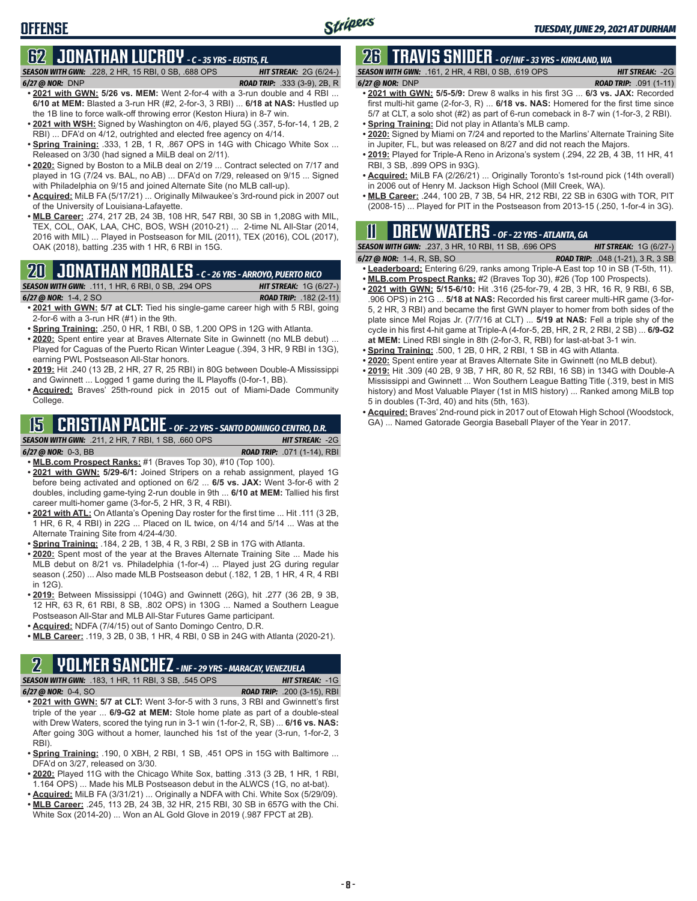## 62 JONATHAN LUCROY - C - 35 YRS - EUSTIS, FL

**SEASON WITH GWN:** .228, 2 HR, 15 RBI, 0 SB, .688 OPS **HIT STREAK:** 2G (6/24-)
**6/27 @ NOR:** DNP **ROAD TRIP:** .333 (3-9), 2B, R

- **2021 with GWN: 5/26 vs. MEM:** Went 2-for-4 with a 3-run double and 4 RBI ... **6/10 at MEM:** Blasted a 3-run HR (#2, 2-for-3, 3 RBI) ... **6/18 at NAS:** Hustled up the 1B line to force walk-off throwing error (Keston Hiura) in 8-7 win.
- **2021 with WSH:** Signed by Washington on 4/6, played 5G (.357, 5-for-14, 1 2B, 2 RBI) ... DFA'd on 4/12, outrighted and elected free agency on 4/14.
- **Spring Training:** .333, 1 2B, 1 R, .867 OPS in 14G with Chicago White Sox ... Released on 3/30 (had signed a MiLB deal on 2/11).
- **2020:** Signed by Boston to a MiLB deal on 2/19 ... Contract selected on 7/17 and played in 1G (7/24 vs. BAL, no AB) ... DFA'd on 7/29, released on 9/15 ... Signed with Philadelphia on 9/15 and joined Alternate Site (no MLB call-up).
- **Acquired:** MiLB FA (5/17/21) ... Originally Milwaukee's 3rd-round pick in 2007 out of the University of Louisiana-Lafayette.
- **MLB Career:** .274, 217 2B, 24 3B, 108 HR, 547 RBI, 30 SB in 1,208G with MIL, TEX, COL, OAK, LAA, CHC, BOS, WSH (2010-21) ... 2-time NL All-Star (2014, 2016 with MIL) ... Played in Postseason for MIL (2011), TEX (2016), COL (2017), OAK (2018), batting .235 with 1 HR, 6 RBI in 15G.

## 20 JONATHAN MORALES - C - 26 YRS - ARROYO, PUERTO RICO

**SEASON WITH GWN:** .111, 1 HR, 6 RBI, 0 SB, .294 OPS **HIT STREAK:** 1G (6/27-)
**6/27 @ NOR:** 1-4, 2 SO **ROAD TRIP:** .182 (2-11)

- **2021 with GWN: 5/7 at CLT:** Tied his single-game career high with 5 RBI, going 2-for-6 with a 3-run HR (#1) in the 9th.
- **Spring Training:** .250, 0 HR, 1 RBI, 0 SB, 1.200 OPS in 12G with Atlanta.
- **2020:** Spent entire year at Braves Alternate Site in Gwinnett (no MLB debut) ... Played for Caguas of the Puerto Rican Winter League (.394, 3 HR, 9 RBI in 13G), earning PWL Postseason All-Star honors.
- **2019:** Hit .240 (13 2B, 2 HR, 27 R, 25 RBI) in 80G between Double-A Mississippi and Gwinnett ... Logged 1 game during the IL Playoffs (0-for-1, BB).
- **Acquired:** Braves' 25th-round pick in 2015 out of Miami-Dade Community College.

## 15 CRISTIAN PACHE - OF - 22 YRS - SANTO DOMINGO CENTRO, D.R.

**SEASON WITH GWN:** .211, 2 HR, 7 RBI, 1 SB, .660 OPS **HIT STREAK:** -2G
**6/27 @ NOR:** 0-3, BB **ROAD TRIP:** .071 (1-14), RBI

- **MLB.com Prospect Ranks:** #1 (Braves Top 30), #10 (Top 100).
- **2021 with GWN: 5/29-6/1:** Joined Stripers on a rehab assignment, played 1G before being activated and optioned on 6/2 ... **6/5 vs. JAX:** Went 3-for-6 with 2 doubles, including game-tying 2-run double in 9th ... **6/10 at MEM:** Tallied his first career multi-homer game (3-for-5, 2 HR, 3 R, 4 RBI).
- **2021 with ATL:** On Atlanta's Opening Day roster for the first time ... Hit .111 (3 2B, 1 HR, 6 R, 4 RBI) in 22G ... Placed on IL twice, on 4/14 and 5/14 ... Was at the Alternate Training Site from 4/24-4/30.
- **Spring Training:** .184, 2 2B, 1 3B, 4 R, 3 RBI, 2 SB in 17G with Atlanta.
- **2020:** Spent most of the year at the Braves Alternate Training Site ... Made his MLB debut on 8/21 vs. Philadelphia (1-for-4) ... Played just 2G during regular season (.250) ... Also made MLB Postseason debut (.182, 1 2B, 1 HR, 4 R, 4 RBI in 12G).
- **2019:** Between Mississippi (104G) and Gwinnett (26G), hit .277 (36 2B, 9 3B, 12 HR, 63 R, 61 RBI, 8 SB, .802 OPS) in 130G ... Named a Southern League Postseason All-Star and MLB All-Star Futures Game participant.
- **Acquired:** NDFA (7/4/15) out of Santo Domingo Centro, D.R.
- **MLB Career:** .119, 3 2B, 0 3B, 1 HR, 4 RBI, 0 SB in 24G with Atlanta (2020-21).

## 2 YOLMER SANCHEZ - INF - 29 YRS - MARACAY, VENEZUELA

**SEASON WITH GWN:** .183, 1 HR, 11 RBI, 3 SB, .545 OPS **HIT STREAK:** -1G
**6/27 @ NOR:** 0-4, SO **ROAD TRIP:** .200 (3-15), RBI

- **2021 with GWN: 5/7 at CLT:** Went 3-for-5 with 3 runs, 3 RBI and Gwinnett's first triple of the year ... **6/9-G2 at MEM:** Stole home plate as part of a double-steal with Drew Waters, scored the tying run in 3-1 win (1-for-2, R, SB) ... **6/16 vs. NAS:** After going 30G without a homer, launched his 1st of the year (3-run, 1-for-2, 3 RBI).
- **Spring Training:** .190, 0 XBH, 2 RBI, 1 SB, .451 OPS in 15G with Baltimore ... DFA'd on 3/27, released on 3/30.
- **2020:** Played 11G with the Chicago White Sox, batting .313 (3 2B, 1 HR, 1 RBI, 1.164 OPS) ... Made his MLB Postseason debut in the ALWCS (1G, no at-bat).
- **Acquired:** MiLB FA (3/31/21) ... Originally a NDFA with Chi. White Sox (5/29/09).
- **MLB Career:** .245, 113 2B, 24 3B, 32 HR, 215 RBI, 30 SB in 657G with the Chi. White Sox (2014-20) ... Won an AL Gold Glove in 2019 (.987 FPCT at 2B).

## 26 TRAVIS SNIDER - OF/INF - 33 YRS - KIRKLAND, WA

**SEASON WITH GWN:** .161, 2 HR, 4 RBI, 0 SB, .619 OPS **HIT STREAK:** -2G
**6/27 @ NOR:** DNP **ROAD TRIP:** .091 (1-11)

- **2021 with GWN:** 5/5-5/9: Drew 8 walks in his first 3G ... **6/3 vs. JAX:** Recorded first multi-hit game (2-for-3, R) ... **6/18 vs. NAS:** Homered for the first time since 5/7 at CLT, a solo shot (#2) as part of 6-run comeback in 8-7 win (1-for-3, 2 RBI).
- **Spring Training:** Did not play in Atlanta's MLB camp.
- **2020:** Signed by Miami on 7/24 and reported to the Marlins' Alternate Training Site in Jupiter, FL, but was released on 8/27 and did not reach the Majors.
- **2019:** Played for Triple-A Reno in Arizona's system (.294, 22 2B, 4 3B, 11 HR, 41 RBI, 3 SB, .899 OPS in 93G).
- **Acquired:** MiLB FA (2/26/21) ... Originally Toronto's 1st-round pick (14th overall) in 2006 out of Henry M. Jackson High School (Mill Creek, WA).
- **MLB Career:** .244, 100 2B, 7 3B, 54 HR, 212 RBI, 22 SB in 630G with TOR, PIT (2008-15) ... Played for PIT in the Postseason from 2013-15 (.250, 1-for-4 in 3G).

## 11 DREW WATERS - OF - 22 YRS - ATLANTA, GA

**SEASON WITH GWN:** .237, 3 HR, 10 RBI, 11 SB, .696 OPS **HIT STREAK:** 1G (6/27-)
**6/27 @ NOR:** 1-4, R, SB, SO **ROAD TRIP:** .048 (1-21), 3 R, 3 SB

- **Leaderboard:** Entering 6/29, ranks among Triple-A East top 10 in SB (T-5th, 11).
- **MLB.com Prospect Ranks:** #2 (Braves Top 30), #26 (Top 100 Prospects).
- **2021 with GWN: 5/15-6/10:** Hit .316 (25-for-79, 4 2B, 3 HR, 16 R, 9 RBI, 6 SB, .906 OPS) in 21G ... **5/18 at NAS:** Recorded his first career multi-HR game (3-for-5, 2 HR, 3 RBI) and became the first GWN player to homer from both sides of the plate since Mel Rojas Jr. (7/7/16 at CLT) ... **5/19 at NAS:** Fell a triple shy of the cycle in his first 4-hit game at Triple-A (4-for-5, 2B, HR, 2 R, 2 RBI, 2 SB) ... **6/9-G2 at MEM:** Lined RBI single in 8th (2-for-3, R, RBI) for last-at-bat 3-1 win.
- **Spring Training:** .500, 1 2B, 0 HR, 2 RBI, 1 SB in 4G with Atlanta.
- **2020:** Spent entire year at Braves Alternate Site in Gwinnett (no MLB debut).
- **2019:** Hit .309 (40 2B, 9 3B, 7 HR, 80 R, 52 RBI, 16 SB) in 134G with Double-A Mississippi and Gwinnett ... Won Southern League Batting Title (.319, best in MIS history) and Most Valuable Player (1st in MIS history) ... Ranked among MiLB top 5 in doubles (T-3rd, 40) and hits (5th, 163).
- **Acquired:** Braves' 2nd-round pick in 2017 out of Etowah High School (Woodstock, GA) ... Named Gatorade Georgia Baseball Player of the Year in 2017.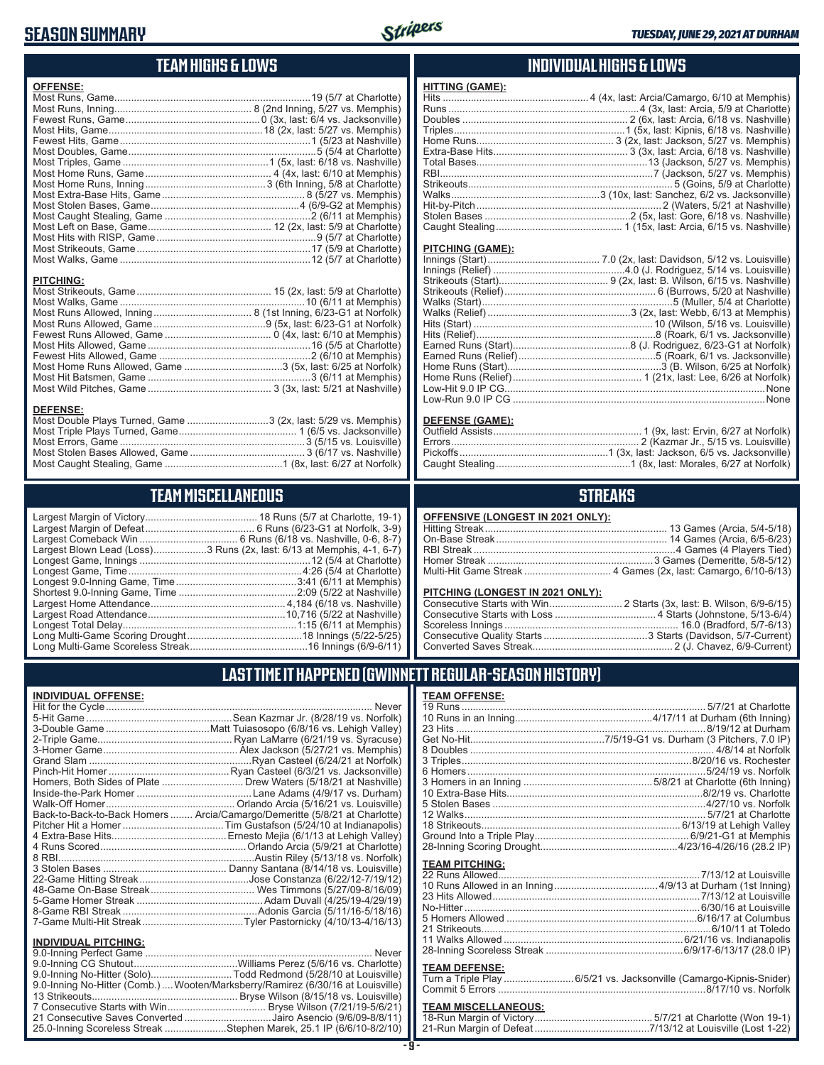# SEASON SUMMARY

*TUESDAY, JUNE 29, 2021 AT DURHAM*

## TEAM HIGHS & LOWS

**OFFENSE:**

| | |
|---|---|
| Most Runs, Game | 19 (5/7 at Charlotte) |
| Most Runs, Inning | 8 (2nd Inning, 5/27 vs. Memphis) |
| Fewest Runs, Game | 0 (3x, last: 6/4 vs. Jacksonville) |
| Most Hits, Game | 18 (2x, last: 5/27 vs. Memphis) |
| Fewest Hits, Game | 1 (5/23 at Nashville) |
| Most Doubles, Game | 5 (5/4 at Charlotte) |
| Most Triples, Game | 1 (5x, last: 6/18 vs. Nashville) |
| Most Home Runs, Game | 4 (4x, last: 6/10 at Memphis) |
| Most Home Runs, Inning | 3 (6th Inning, 5/8 at Charlotte) |
| Most Extra-Base Hits, Game | 8 (5/27 vs. Memphis) |
| Most Stolen Bases, Game | 4 (6/9-G2 at Memphis) |
| Most Caught Stealing, Game | 2 (6/11 at Memphis) |
| Most Left on Base, Game | 12 (2x, last: 5/9 at Charlotte) |
| Most Hits with RISP, Game | 9 (5/7 at Charlotte) |
| Most Strikeouts, Game | 17 (5/9 at Charlotte) |
| Most Walks, Game | 12 (5/7 at Charlotte) |

**PITCHING:**

| | |
|---|---|
| Most Strikeouts, Game | 15 (2x, last: 5/9 at Charlotte) |
| Most Walks, Game | 10 (6/11 at Memphis) |
| Most Runs Allowed, Inning | 8 (1st Inning, 6/23-G1 at Norfolk) |
| Most Runs Allowed, Game | 9 (5x, last: 6/23-G1 at Norfolk) |
| Fewest Runs Allowed, Game | 0 (4x, last: 6/10 at Memphis) |
| Most Hits Allowed, Game | 16 (5/5 at Charlotte) |
| Fewest Hits Allowed, Game | 2 (6/10 at Memphis) |
| Most Home Runs Allowed, Game | 3 (5x, last: 6/25 at Norfolk) |
| Most Hit Batsmen, Game | 3 (6/11 at Memphis) |
| Most Wild Pitches, Game | 3 (3x, last: 5/21 at Nashville) |

**DEFENSE:**

| | |
|---|---|
| Most Double Plays Turned, Game | 3 (2x, last: 5/29 vs. Memphis) |
| Most Triple Plays Turned, Game | 1 (6/5 vs. Jacksonville) |
| Most Errors, Game | 3 (5/15 vs. Louisville) |
| Most Stolen Bases Allowed, Game | 3 (6/17 vs. Nashville) |
| Most Caught Stealing, Game | 1 (8x, last: 6/27 at Norfolk) |

## INDIVIDUAL HIGHS & LOWS

**HITTING (GAME):**

| | |
|---|---|
| Hits | 4 (4x, last: Arcia/Camargo, 6/10 at Memphis) |
| Runs | 4 (3x, last: Arcia, 5/9 at Charlotte) |
| Doubles | 2 (6x, last: Arcia, 6/18 vs. Nashville) |
| Triples | 1 (5x, last: Kipnis, 6/18 vs. Nashville) |
| Home Runs | 3 (2x, last: Jackson, 5/27 vs. Memphis) |
| Extra-Base Hits | 3 (3x, last: Arcia, 6/18 vs. Nashville) |
| Total Bases | 13 (Jackson, 5/27 vs. Memphis) |
| RBI | 7 (Jackson, 5/27 vs. Memphis) |
| Strikeouts | 5 (Goins, 5/9 at Charlotte) |
| Walks | 3 (10x, last: Sanchez, 6/2 vs. Jacksonville) |
| Hit-by-Pitch | 2 (Waters, 5/21 at Nashville) |
| Stolen Bases | 2 (5x, last: Gore, 6/18 vs. Nashville) |
| Caught Stealing | 1 (15x, last: Arcia, 6/15 vs. Nashville) |

**PITCHING (GAME):**

| | |
|---|---|
| Innings (Start) | 7.0 (2x, last: Davidson, 5/12 vs. Louisville) |
| Innings (Relief) | 4.0 (J. Rodriguez, 5/14 vs. Louisville) |
| Strikeouts (Start) | 9 (2x, last: B. Wilson, 6/15 vs. Nashville) |
| Strikeouts (Relief) | 6 (Burrows, 5/20 at Nashville) |
| Walks (Start) | 5 (Muller, 5/4 at Charlotte) |
| Walks (Relief) | 3 (2x, last: Webb, 6/13 at Memphis) |
| Hits (Start) | 10 (Wilson, 5/16 vs. Louisville) |
| Hits (Relief) | 8 (Roark, 6/1 vs. Jacksonville) |
| Earned Runs (Start) | 8 (J. Rodriguez, 6/23-G1 at Norfolk) |
| Earned Runs (Relief) | 5 (Roark, 6/1 vs. Jacksonville) |
| Home Runs (Start) | 3 (B. Wilson, 6/25 at Norfolk) |
| Home Runs (Relief) | 1 (21x, last: Lee, 6/26 at Norfolk) |
| Low-Hit 9.0 IP CG | None |
| Low-Run 9.0 IP CG | None |

**DEFENSE (GAME):**

| | |
|---|---|
| Outfield Assists | 1 (9x, last: Ervin, 6/27 at Norfolk) |
| Errors | 2 (Kazmar Jr., 5/15 vs. Louisville) |
| Pickoffs | 1 (3x, last: Jackson, 6/5 vs. Jacksonville) |
| Caught Stealing | 1 (8x, last: Morales, 6/27 at Norfolk) |

## TEAM MISCELLANEOUS

| | |
|---|---|
| Largest Margin of Victory | 18 Runs (5/7 at Charlotte, 19-1) |
| Largest Margin of Defeat | 6 Runs (6/23-G1 at Norfolk, 3-9) |
| Largest Comeback Win | 6 Runs (6/18 vs. Nashville, 0-6, 8-7) |
| Largest Blown Lead (Loss) | 3 Runs (2x, last: 6/13 at Memphis, 4-1, 6-7) |
| Longest Game, Innings | 12 (5/4 at Charlotte) |
| Longest Game, Time | 4:26 (5/4 at Charlotte) |
| Longest 9.0-Inning Game, Time | 3:41 (6/11 at Memphis) |
| Shortest 9.0-Inning Game, Time | 2:09 (5/22 at Nashville) |
| Largest Home Attendance | 4,184 (6/18 vs. Nashville) |
| Largest Road Attendance | 10,716 (5/22 at Nashville) |
| Longest Total Delay | 1:15 (6/11 at Memphis) |
| Long Multi-Game Scoring Drought | 18 Innings (5/22-5/25) |
| Long Multi-Game Scoreless Streak | 16 Innings (6/9-6/11) |

## STREAKS

**OFFENSIVE (LONGEST IN 2021 ONLY):**

| | |
|---|---|
| Hitting Streak | 13 Games (Arcia, 5/4-5/18) |
| On-Base Streak | 14 Games (Arcia, 6/5-6/23) |
| RBI Streak | 4 Games (4 Players Tied) |
| Homer Streak | 3 Games (Demeritte, 5/8-5/12) |
| Multi-Hit Game Streak | 4 Games (2x, last: Camargo, 6/10-6/13) |

**PITCHING (LONGEST IN 2021 ONLY):**

| | |
|---|---|
| Consecutive Starts with Win | 2 Starts (3x, last: B. Wilson, 6/9-6/15) |
| Consecutive Starts with Loss | 4 Starts (Johnstone, 5/13-6/4) |
| Scoreless Innings | 16.0 (Bradford, 5/7-6/13) |
| Consecutive Quality Starts | 3 Starts (Davidson, 5/7-Current) |
| Converted Saves Streak | 2 (J. Chavez, 6/9-Current) |

## LAST TIME IT HAPPENED (GWINNETT REGULAR-SEASON HISTORY)

**INDIVIDUAL OFFENSE:**

| | |
|---|---|
| Hit for the Cycle | Never |
| 5-Hit Game | Sean Kazmar Jr. (8/28/19 vs. Norfolk) |
| 3-Double Game | Matt Tuiasosopo (6/8/16 vs. Lehigh Valley) |
| 2-Triple Game | Ryan LaMarre (6/21/19 vs. Syracuse) |
| 3-Homer Game | Alex Jackson (5/27/21 vs. Memphis) |
| Grand Slam | Ryan Casteel (6/24/21 at Norfolk) |
| Pinch-Hit Homer | Ryan Casteel (6/3/21 vs. Jacksonville) |
| Homers, Both Sides of Plate | Drew Waters (5/18/21 at Nashville) |
| Inside-the-Park Homer | Lane Adams (4/9/17 vs. Durham) |
| Walk-Off Homer | Orlando Arcia (5/16/21 vs. Louisville) |
| Back-to-Back-to-Back Homers | Arcia/Camargo/Demeritte (5/8/21 at Charlotte) |
| Pitcher Hit a Homer | Tim Gustafson (5/24/10 at Indianapolis) |
| 4 Extra-Base Hits | Ernesto Mejia (6/1/13 at Lehigh Valley) |
| 4 Runs Scored | Orlando Arcia (5/9/21 at Charlotte) |
| 8 RBI | Austin Riley (5/13/18 vs. Norfolk) |
| 3 Stolen Bases | Danny Santana (8/14/18 vs. Louisville) |
| 22-Game Hitting Streak | Jose Constanza (6/22/12-7/19/12) |
| 48-Game On-Base Streak | Wes Timmons (5/27/09-8/16/09) |
| 5-Game Homer Streak | Adam Duvall (4/25/19-4/29/19) |
| 8-Game RBI Streak | Adonis Garcia (5/11/16-5/18/16) |
| 7-Game Multi-Hit Streak | Tyler Pastornicky (4/10/13-4/16/13) |

**INDIVIDUAL PITCHING:**

| | |
|---|---|
| 9.0-Inning Perfect Game | Never |
| 9.0-Inning CG Shutout | Williams Perez (5/6/16 vs. Charlotte) |
| 9.0-Inning No-Hitter (Solo) | Todd Redmond (5/28/10 at Louisville) |
| 9.0-Inning No-Hitter (Comb.) | Wooten/Marksberry/Ramirez (6/30/16 at Louisville) |
| 13 Strikeouts | Bryse Wilson (8/15/18 vs. Louisville) |
| 7 Consecutive Starts with Win | Bryse Wilson (7/21/19-5/6/21) |
| 21 Consecutive Saves Converted | Jairo Asencio (9/6/09-8/8/11) |
| 25.0-Inning Scoreless Streak | Stephen Marek, 25.1 IP (6/6/10-8/2/10) |

**TEAM OFFENSE:**

| | |
|---|---|
| 19 Runs | 5/7/21 at Charlotte |
| 10 Runs in an Inning | 4/17/11 at Durham (6th Inning) |
| 23 Hits | 8/19/12 at Durham |
| Get No-Hit | 7/5/19-G1 vs. Durham (3 Pitchers, 7.0 IP) |
| 8 Doubles | 4/8/14 at Norfolk |
| 3 Triples | 8/20/16 vs. Rochester |
| 6 Homers | 5/24/19 vs. Norfolk |
| 3 Homers in an Inning | 5/8/21 at Charlotte (6th Inning) |
| 10 Extra-Base Hits | 8/2/19 vs. Charlotte |
| 5 Stolen Bases | 4/27/10 vs. Norfolk |
| 12 Walks | 5/7/21 at Charlotte |
| 18 Strikeouts | 6/13/19 at Lehigh Valley |
| Ground Into a Triple Play | 6/9/21-G1 at Memphis |
| 28-Inning Scoring Drought | 4/23/16-4/26/16 (28.2 IP) |

**TEAM PITCHING:**

| | |
|---|---|
| 22 Runs Allowed | 7/13/12 at Louisville |
| 10 Runs Allowed in an Inning | 4/9/13 at Durham (1st Inning) |
| 23 Hits Allowed | 7/13/12 at Louisville |
| No-Hitter | 6/30/16 at Louisville |
| 5 Homers Allowed | 6/16/17 at Columbus |
| 21 Strikeouts | 6/10/11 at Toledo |
| 11 Walks Allowed | 6/21/16 vs. Indianapolis |
| 28-Inning Scoreless Streak | 6/9/17-6/13/17 (28.0 IP) |

**TEAM DEFENSE:**

| | |
|---|---|
| Turn a Triple Play | 6/5/21 vs. Jacksonville (Camargo-Kipnis-Snider) |
| Commit 5 Errors | 8/17/10 vs. Norfolk |

**TEAM MISCELLANEOUS:**

| | |
|---|---|
| 18-Run Margin of Victory | 5/7/21 at Charlotte (Won 19-1) |
| 21-Run Margin of Defeat | 7/13/12 at Louisville (Lost 1-22) |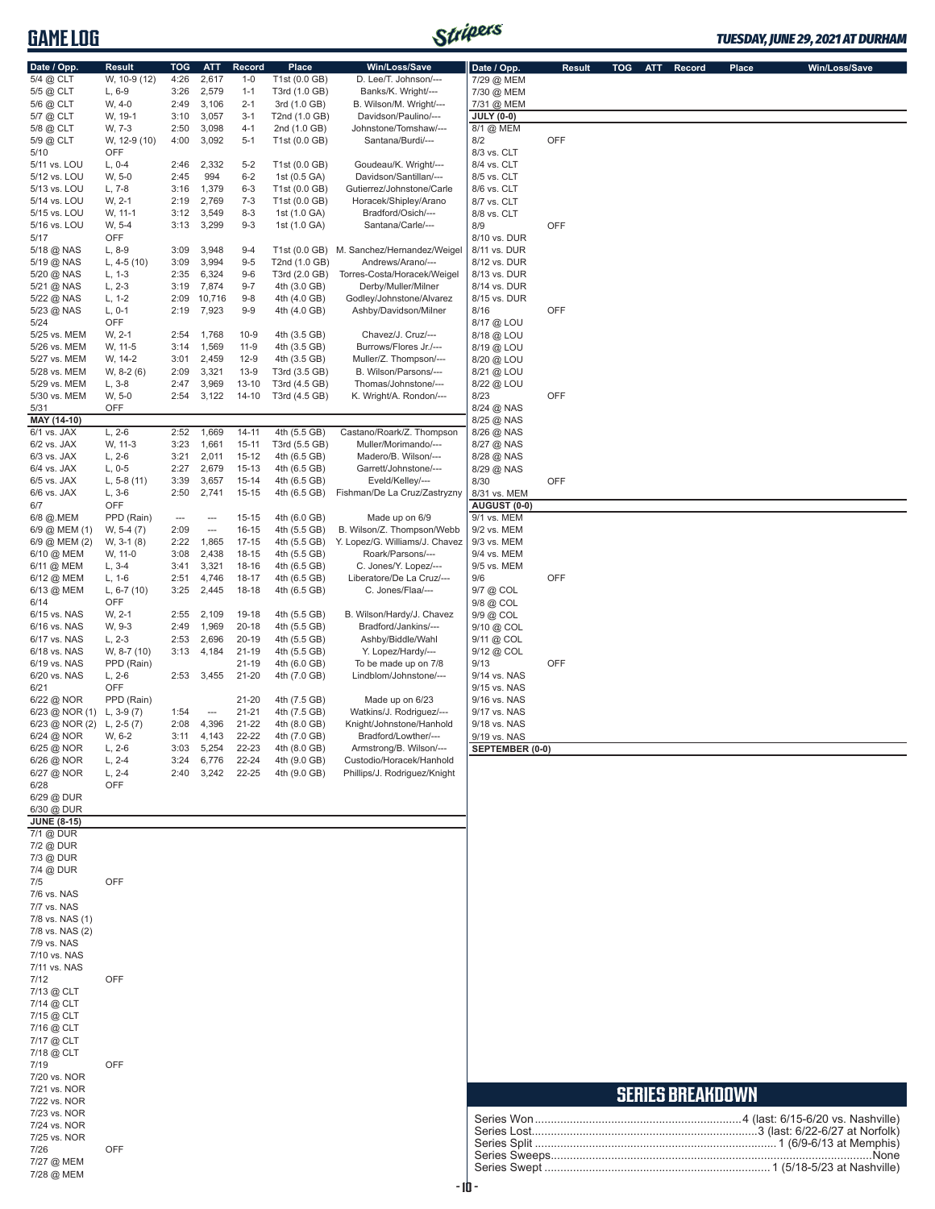# GAME LOG

| Date / Opp. | Result | TOG | ATT | Record | Place | Win/Loss/Save |
|---|---|---|---|---|---|---|
| 5/4 @ CLT | W, 10-9 (12) | 4:26 | 2,617 | 1-0 | T1st (0.0 GB) | D. Lee/T. Johnson/--- |
| 5/5 @ CLT | L, 6-9 | 3:26 | 2,579 | 1-1 | T3rd (1.0 GB) | Banks/K. Wright/--- |
| 5/6 @ CLT | W, 4-0 | 2:49 | 3,106 | 2-1 | 3rd (1.0 GB) | B. Wilson/M. Wright/--- |
| 5/7 @ CLT | W, 19-1 | 3:10 | 3,057 | 3-1 | T2nd (1.0 GB) | Davidson/Paulino/--- |
| 5/8 @ CLT | W, 7-3 | 2:50 | 3,098 | 4-1 | 2nd (1.0 GB) | Johnstone/Tomshaw/--- |
| 5/9 @ CLT | W, 12-9 (10) | 4:00 | 3,092 | 5-1 | T1st (0.0 GB) | Santana/Burdi/--- |
| 5/10 | OFF | | | | | |
| 5/11 vs. LOU | L, 0-4 | 2:46 | 2,332 | 5-2 | T1st (0.0 GB) | Goudeau/K. Wright/--- |
| 5/12 vs. LOU | W, 5-0 | 2:45 | 994 | 6-2 | 1st (0.5 GA) | Davidson/Santillan/--- |
| 5/13 vs. LOU | L, 7-8 | 3:16 | 1,379 | 6-3 | T1st (0.0 GB) | Gutierrez/Johnstone/Carle |
| 5/14 vs. LOU | W, 2-1 | 2:19 | 2,769 | 7-3 | T1st (0.0 GB) | Horacek/Shipley/Arano |
| 5/15 vs. LOU | W, 11-1 | 3:12 | 3,549 | 8-3 | 1st (1.0 GA) | Bradford/Osich/--- |
| 5/16 vs. LOU | W, 5-4 | 3:13 | 3,299 | 9-3 | 1st (1.0 GA) | Santana/Carle/--- |
| 5/17 | OFF | | | | | |
| 5/18 @ NAS | L, 8-9 | 3:09 | 3,948 | 9-4 | T1st (0.0 GB) | M. Sanchez/Hernandez/Weigel |
| 5/19 @ NAS | L, 4-5 (10) | 3:09 | 3,994 | 9-5 | T2nd (1.0 GB) | Andrews/Arano/--- |
| 5/20 @ NAS | L, 1-3 | 2:35 | 6,324 | 9-6 | T3rd (2.0 GB) | Torres-Costa/Horacek/Weigel |
| 5/21 @ NAS | L, 2-3 | 3:19 | 7,874 | 9-7 | 4th (3.0 GB) | Derby/Muller/Milner |
| 5/22 @ NAS | L, 1-2 | 2:09 | 10,716 | 9-8 | 4th (4.0 GB) | Godley/Johnstone/Alvarez |
| 5/23 @ NAS | L, 0-1 | 2:19 | 7,923 | 9-9 | 4th (4.0 GB) | Ashby/Davidson/Milner |
| 5/24 | OFF | | | | | |
| 5/25 vs. MEM | W, 2-1 | 2:54 | 1,768 | 10-9 | 4th (3.5 GB) | Chavez/J. Cruz/--- |
| 5/26 vs. MEM | W, 11-5 | 3:14 | 1,569 | 11-9 | 4th (3.5 GB) | Burrows/Flores Jr./--- |
| 5/27 vs. MEM | W, 14-2 | 3:01 | 2,459 | 12-9 | 4th (3.5 GB) | Muller/Z. Thompson/--- |
| 5/28 vs. MEM | W, 8-2 (6) | 2:09 | 3,321 | 13-9 | T3rd (3.5 GB) | B. Wilson/Parsons/--- |
| 5/29 vs. MEM | L, 3-8 | 2:47 | 3,969 | 13-10 | T3rd (4.5 GB) | Thomas/Johnstone/--- |
| 5/30 vs. MEM | W, 5-0 | 2:54 | 3,122 | 14-10 | T3rd (4.5 GB) | K. Wright/A. Rondon/--- |
| 5/31 | OFF | | | | | |
| **MAY (14-10)** | | | | | | |
| 6/1 vs. JAX | L, 2-6 | 2:52 | 1,669 | 14-11 | 4th (5.5 GB) | Castano/Roark/Z. Thompson |
| 6/2 vs. JAX | W, 11-3 | 3:23 | 1,661 | 15-11 | T3rd (5.5 GB) | Muller/Morimando/--- |
| 6/3 vs. JAX | L, 2-6 | 3:21 | 2,011 | 15-12 | 4th (6.5 GB) | Madero/B. Wilson/--- |
| 6/4 vs. JAX | L, 0-5 | 2:27 | 2,679 | 15-13 | 4th (6.5 GB) | Garrett/Johnstone/--- |
| 6/5 vs. JAX | L, 5-8 (11) | 3:39 | 3,657 | 15-14 | 4th (6.5 GB) | Eveld/Kelley/--- |
| 6/6 vs. JAX | L, 3-6 | 2:50 | 2,741 | 15-15 | 4th (6.5 GB) | Fishman/De La Cruz/Zastryzny |
| 6/7 | OFF | | | | | |
| 6/8 @ MEM | PPD (Rain) | --- | --- | 15-15 | 4th (6.0 GB) | Made up on 6/9 |
| 6/9 @ MEM (1) | W, 5-4 (7) | 2:09 | --- | 16-15 | 4th (5.5 GB) | B. Wilson/Z. Thompson/Webb |
| 6/9 @ MEM (2) | W, 3-1 (8) | 2:22 | 1,865 | 17-15 | 4th (5.5 GB) | Y. Lopez/G. Williams/J. Chavez |
| 6/10 @ MEM | W, 11-0 | 3:08 | 2,438 | 18-15 | 4th (5.5 GB) | Roark/Parsons/--- |
| 6/11 @ MEM | L, 3-4 | 3:41 | 3,321 | 18-16 | 4th (6.5 GB) | C. Jones/Y. Lopez/--- |
| 6/12 @ MEM | L, 1-6 | 2:51 | 4,746 | 18-17 | 4th (6.5 GB) | Liberatore/De La Cruz/--- |
| 6/13 @ MEM | L, 6-7 (10) | 3:25 | 2,445 | 18-18 | 4th (6.5 GB) | C. Jones/Flaa/--- |
| 6/14 | OFF | | | | | |
| 6/15 vs. NAS | W, 2-1 | 2:55 | 2,109 | 19-18 | 4th (5.5 GB) | B. Wilson/Hardy/J. Chavez |
| 6/16 vs. NAS | W, 9-3 | 2:49 | 1,969 | 20-18 | 4th (5.5 GB) | Bradford/Jankins/--- |
| 6/17 vs. NAS | L, 2-3 | 2:53 | 2,696 | 20-19 | 4th (5.5 GB) | Ashby/Biddle/Wahl |
| 6/18 vs. NAS | W, 8-7 (10) | 3:13 | 4,184 | 21-19 | 4th (5.5 GB) | Y. Lopez/Hardy/--- |
| 6/19 vs. NAS | PPD (Rain) | | | 21-19 | 4th (6.0 GB) | To be made up on 7/8 |
| 6/20 vs. NAS | L, 2-6 | 2:53 | 3,455 | 21-20 | 4th (7.0 GB) | Lindblom/Johnstone/--- |
| 6/21 | OFF | | | | | |
| 6/22 @ NOR | PPD (Rain) | | | 21-20 | 4th (7.5 GB) | Made up on 6/23 |
| 6/23 @ NOR (1) | L, 3-9 (7) | 1:54 | --- | 21-21 | 4th (7.5 GB) | Watkins/J. Rodriguez/--- |
| 6/23 @ NOR (2) | L, 2-5 (7) | 2:08 | 4,396 | 21-22 | 4th (8.0 GB) | Knight/Johnstone/Hanhold |
| 6/24 @ NOR | W, 6-2 | 3:11 | 4,143 | 22-22 | 4th (7.0 GB) | Bradford/Lowther/--- |
| 6/25 @ NOR | L, 2-6 | 3:03 | 5,254 | 22-23 | 4th (8.0 GB) | Armstrong/B. Wilson/--- |
| 6/26 @ NOR | L, 2-4 | 3:24 | 6,776 | 22-24 | 4th (9.0 GB) | Custodio/Horacek/Hanhold |
| 6/27 @ NOR | L, 2-4 | 2:40 | 3,242 | 22-25 | 4th (9.0 GB) | Phillips/J. Rodriguez/Knight |
| 6/28 | OFF | | | | | |
| 6/29 @ DUR | | | | | | |
| 6/30 @ DUR | | | | | | |
| **JUNE (8-15)** | | | | | | |
| 7/1 @ DUR | | | | | | |
| 7/2 @ DUR | | | | | | |
| 7/3 @ DUR | | | | | | |
| 7/4 @ DUR | | | | | | |
| 7/5 | OFF | | | | | |
| 7/6 vs. NAS | | | | | | |
| 7/7 vs. NAS | | | | | | |
| 7/8 vs. NAS (1) | | | | | | |
| 7/8 vs. NAS (2) | | | | | | |
| 7/9 vs. NAS | | | | | | |
| 7/10 vs. NAS | | | | | | |
| 7/11 vs. NAS | | | | | | |
| 7/12 | OFF | | | | | |
| 7/13 @ CLT | | | | | | |
| 7/14 @ CLT | | | | | | |
| 7/15 @ CLT | | | | | | |
| 7/16 @ CLT | | | | | | |
| 7/17 @ CLT | | | | | | |
| 7/18 @ CLT | | | | | | |
| 7/19 | OFF | | | | | |
| 7/20 vs. NOR | | | | | | |
| 7/21 vs. NOR | | | | | | |
| 7/22 vs. NOR | | | | | | |
| 7/23 vs. NOR | | | | | | |
| 7/24 vs. NOR | | | | | | |
| 7/25 vs. NOR | | | | | | |
| 7/26 | OFF | | | | | |
| 7/27 @ MEM | | | | | | |
| 7/28 @ MEM | | | | | | |
| 7/29 @ MEM | | | | | | |
| 7/30 @ MEM | | | | | | |
| 7/31 @ MEM | | | | | | |
| **JULY (0-0)** | | | | | | |
| 8/1 @ MEM | | | | | | |
| 8/2 | OFF | | | | | |
| 8/3 vs. CLT | | | | | | |
| 8/4 vs. CLT | | | | | | |
| 8/5 vs. CLT | | | | | | |
| 8/6 vs. CLT | | | | | | |
| 8/7 vs. CLT | | | | | | |
| 8/8 vs. CLT | | | | | | |
| 8/9 | OFF | | | | | |
| 8/10 vs. DUR | | | | | | |
| 8/11 vs. DUR | | | | | | |
| 8/12 vs. DUR | | | | | | |
| 8/13 vs. DUR | | | | | | |
| 8/14 vs. DUR | | | | | | |
| 8/15 vs. DUR | | | | | | |
| 8/16 | OFF | | | | | |
| 8/17 @ LOU | | | | | | |
| 8/18 @ LOU | | | | | | |
| 8/19 @ LOU | | | | | | |
| 8/20 @ LOU | | | | | | |
| 8/21 @ LOU | | | | | | |
| 8/22 @ LOU | | | | | | |
| 8/23 | OFF | | | | | |
| 8/24 @ NAS | | | | | | |
| 8/25 @ NAS | | | | | | |
| 8/26 @ NAS | | | | | | |
| 8/27 @ NAS | | | | | | |
| 8/28 @ NAS | | | | | | |
| 8/29 @ NAS | | | | | | |
| 8/30 | OFF | | | | | |
| 8/31 vs. MEM | | | | | | |
| **AUGUST (0-0)** | | | | | | |
| 9/1 vs. MEM | | | | | | |
| 9/2 vs. MEM | | | | | | |
| 9/3 vs. MEM | | | | | | |
| 9/4 vs. MEM | | | | | | |
| 9/5 vs. MEM | | | | | | |
| 9/6 | OFF | | | | | |
| 9/7 @ COL | | | | | | |
| 9/8 @ COL | | | | | | |
| 9/9 @ COL | | | | | | |
| 9/10 @ COL | | | | | | |
| 9/11 @ COL | | | | | | |
| 9/12 @ COL | | | | | | |
| 9/13 | OFF | | | | | |
| 9/14 vs. NAS | | | | | | |
| 9/15 vs. NAS | | | | | | |
| 9/16 vs. NAS | | | | | | |
| 9/17 vs. NAS | | | | | | |
| 9/18 vs. NAS | | | | | | |
| 9/19 vs. NAS | | | | | | |
| **SEPTEMBER (0-0)** | | | | | | |

## SERIES BREAKDOWN

Series Won....................4 (last: 6/15-6/20 vs. Nashville)
Series Lost....................3 (last: 6/22-6/27 at Norfolk)
Series Split....................1 (6/9-6/13 at Memphis)
Series Sweeps....................None
Series Swept....................1 (5/18-5/23 at Nashville)